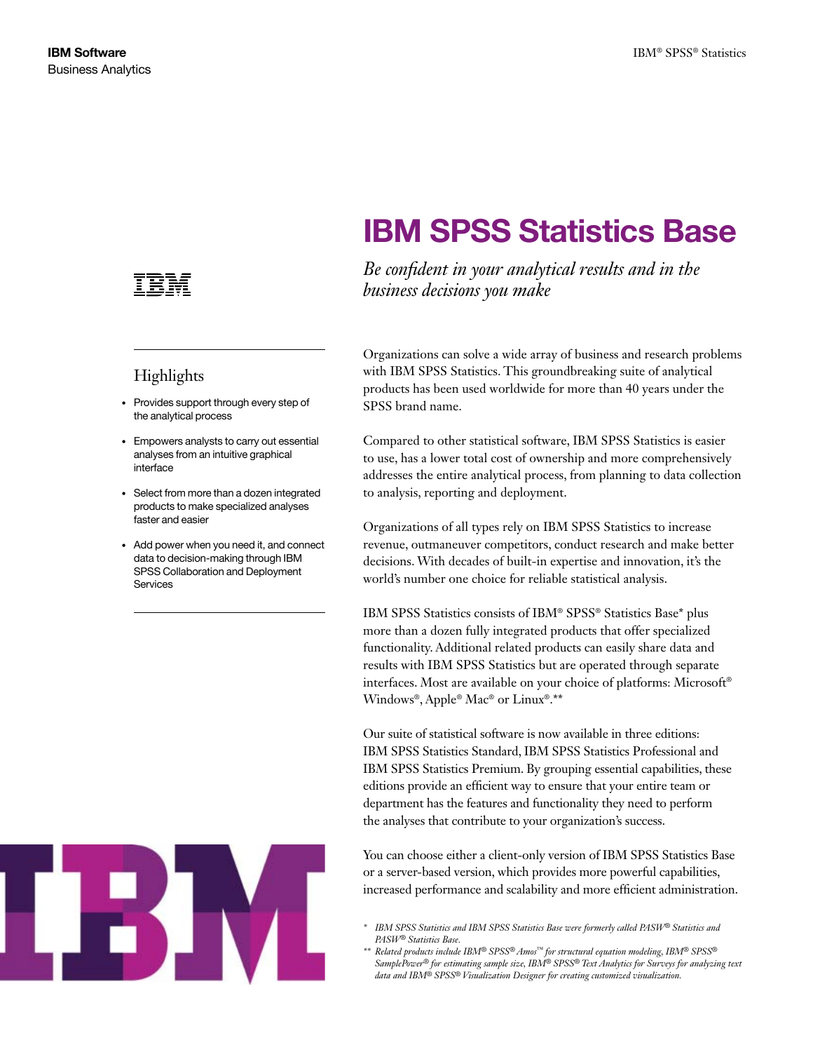IBM Software
Business Analytics

# IBM SPSS Statistics Base

*Be confident in your analytical results and in the business decisions you make*

## Highlights

- Provides support through every step of the analytical process
- Empowers analysts to carry out essential analyses from an intuitive graphical interface
- Select from more than a dozen integrated products to make specialized analyses faster and easier
- Add power when you need it, and connect data to decision-making through IBM SPSS Collaboration and Deployment Services

Organizations can solve a wide array of business and research problems with IBM SPSS Statistics. This groundbreaking suite of analytical products has been used worldwide for more than 40 years under the SPSS brand name.

Compared to other statistical software, IBM SPSS Statistics is easier to use, has a lower total cost of ownership and more comprehensively addresses the entire analytical process, from planning to data collection to analysis, reporting and deployment.

Organizations of all types rely on IBM SPSS Statistics to increase revenue, outmaneuver competitors, conduct research and make better decisions. With decades of built-in expertise and innovation, it's the world's number one choice for reliable statistical analysis.

IBM SPSS Statistics consists of IBM® SPSS® Statistics Base* plus more than a dozen fully integrated products that offer specialized functionality. Additional related products can easily share data and results with IBM SPSS Statistics but are operated through separate interfaces. Most are available on your choice of platforms: Microsoft® Windows®, Apple® Mac® or Linux®.**

Our suite of statistical software is now available in three editions: IBM SPSS Statistics Standard, IBM SPSS Statistics Professional and IBM SPSS Statistics Premium. By grouping essential capabilities, these editions provide an efficient way to ensure that your entire team or department has the features and functionality they need to perform the analyses that contribute to your organization's success.

You can choose either a client-only version of IBM SPSS Statistics Base or a server-based version, which provides more powerful capabilities, increased performance and scalability and more efficient administration.

\* *IBM SPSS Statistics and IBM SPSS Statistics Base were formerly called PASW® Statistics and PASW® Statistics Base.*

\*\* *Related products include IBM® SPSS® Amos™ for structural equation modeling, IBM® SPSS® SamplePower® for estimating sample size, IBM® SPSS® Text Analytics for Surveys for analyzing text data and IBM® SPSS® Visualization Designer for creating customized visualization.*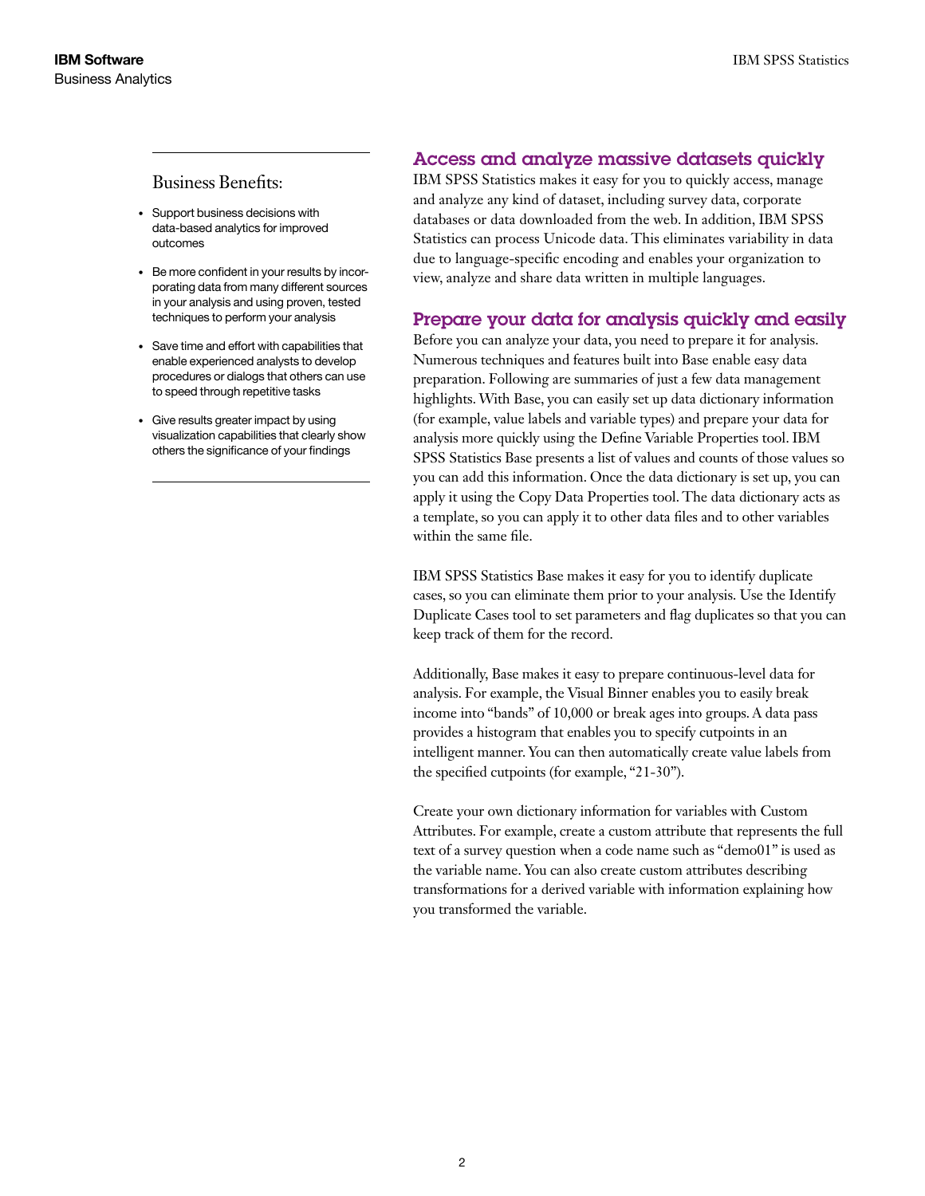## Business Benefits:

- Support business decisions with data-based analytics for improved outcomes
- Be more confident in your results by incorporating data from many different sources in your analysis and using proven, tested techniques to perform your analysis
- Save time and effort with capabilities that enable experienced analysts to develop procedures or dialogs that others can use to speed through repetitive tasks
- Give results greater impact by using visualization capabilities that clearly show others the significance of your findings

## Access and analyze massive datasets quickly

IBM SPSS Statistics makes it easy for you to quickly access, manage and analyze any kind of dataset, including survey data, corporate databases or data downloaded from the web. In addition, IBM SPSS Statistics can process Unicode data. This eliminates variability in data due to language-specific encoding and enables your organization to view, analyze and share data written in multiple languages.

## Prepare your data for analysis quickly and easily

Before you can analyze your data, you need to prepare it for analysis. Numerous techniques and features built into Base enable easy data preparation. Following are summaries of just a few data management highlights. With Base, you can easily set up data dictionary information (for example, value labels and variable types) and prepare your data for analysis more quickly using the Define Variable Properties tool. IBM SPSS Statistics Base presents a list of values and counts of those values so you can add this information. Once the data dictionary is set up, you can apply it using the Copy Data Properties tool. The data dictionary acts as a template, so you can apply it to other data files and to other variables within the same file.

IBM SPSS Statistics Base makes it easy for you to identify duplicate cases, so you can eliminate them prior to your analysis. Use the Identify Duplicate Cases tool to set parameters and flag duplicates so that you can keep track of them for the record.

Additionally, Base makes it easy to prepare continuous-level data for analysis. For example, the Visual Binner enables you to easily break income into "bands" of 10,000 or break ages into groups. A data pass provides a histogram that enables you to specify cutpoints in an intelligent manner. You can then automatically create value labels from the specified cutpoints (for example, "21-30").

Create your own dictionary information for variables with Custom Attributes. For example, create a custom attribute that represents the full text of a survey question when a code name such as "demo01" is used as the variable name. You can also create custom attributes describing transformations for a derived variable with information explaining how you transformed the variable.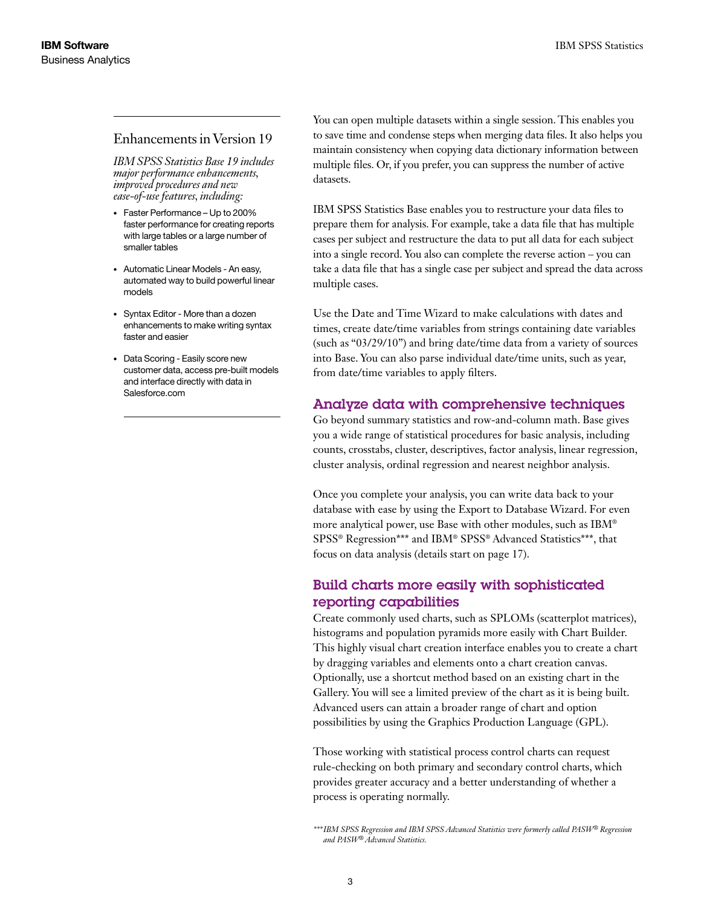## Enhancements in Version 19

*IBM SPSS Statistics Base 19 includes major performance enhancements, improved procedures and new ease-of-use features, including:*

- Faster Performance – Up to 200% faster performance for creating reports with large tables or a large number of smaller tables
- Automatic Linear Models - An easy, automated way to build powerful linear models
- Syntax Editor - More than a dozen enhancements to make writing syntax faster and easier
- Data Scoring - Easily score new customer data, access pre-built models and interface directly with data in Salesforce.com

You can open multiple datasets within a single session. This enables you to save time and condense steps when merging data files. It also helps you maintain consistency when copying data dictionary information between multiple files. Or, if you prefer, you can suppress the number of active datasets.

IBM SPSS Statistics Base enables you to restructure your data files to prepare them for analysis. For example, take a data file that has multiple cases per subject and restructure the data to put all data for each subject into a single record. You also can complete the reverse action – you can take a data file that has a single case per subject and spread the data across multiple cases.

Use the Date and Time Wizard to make calculations with dates and times, create date/time variables from strings containing date variables (such as "03/29/10") and bring date/time data from a variety of sources into Base. You can also parse individual date/time units, such as year, from date/time variables to apply filters.

### Analyze data with comprehensive techniques

Go beyond summary statistics and row-and-column math. Base gives you a wide range of statistical procedures for basic analysis, including counts, crosstabs, cluster, descriptives, factor analysis, linear regression, cluster analysis, ordinal regression and nearest neighbor analysis.

Once you complete your analysis, you can write data back to your database with ease by using the Export to Database Wizard. For even more analytical power, use Base with other modules, such as IBM® SPSS® Regression*** and IBM® SPSS® Advanced Statistics***, that focus on data analysis (details start on page 17).

### Build charts more easily with sophisticated reporting capabilities

Create commonly used charts, such as SPLOMs (scatterplot matrices), histograms and population pyramids more easily with Chart Builder. This highly visual chart creation interface enables you to create a chart by dragging variables and elements onto a chart creation canvas. Optionally, use a shortcut method based on an existing chart in the Gallery. You will see a limited preview of the chart as it is being built. Advanced users can attain a broader range of chart and option possibilities by using the Graphics Production Language (GPL).

Those working with statistical process control charts can request rule-checking on both primary and secondary control charts, which provides greater accuracy and a better understanding of whether a process is operating normally.

*\*\*\* IBM SPSS Regression and IBM SPSS Advanced Statistics were formerly called PASW® Regression and PASW® Advanced Statistics.*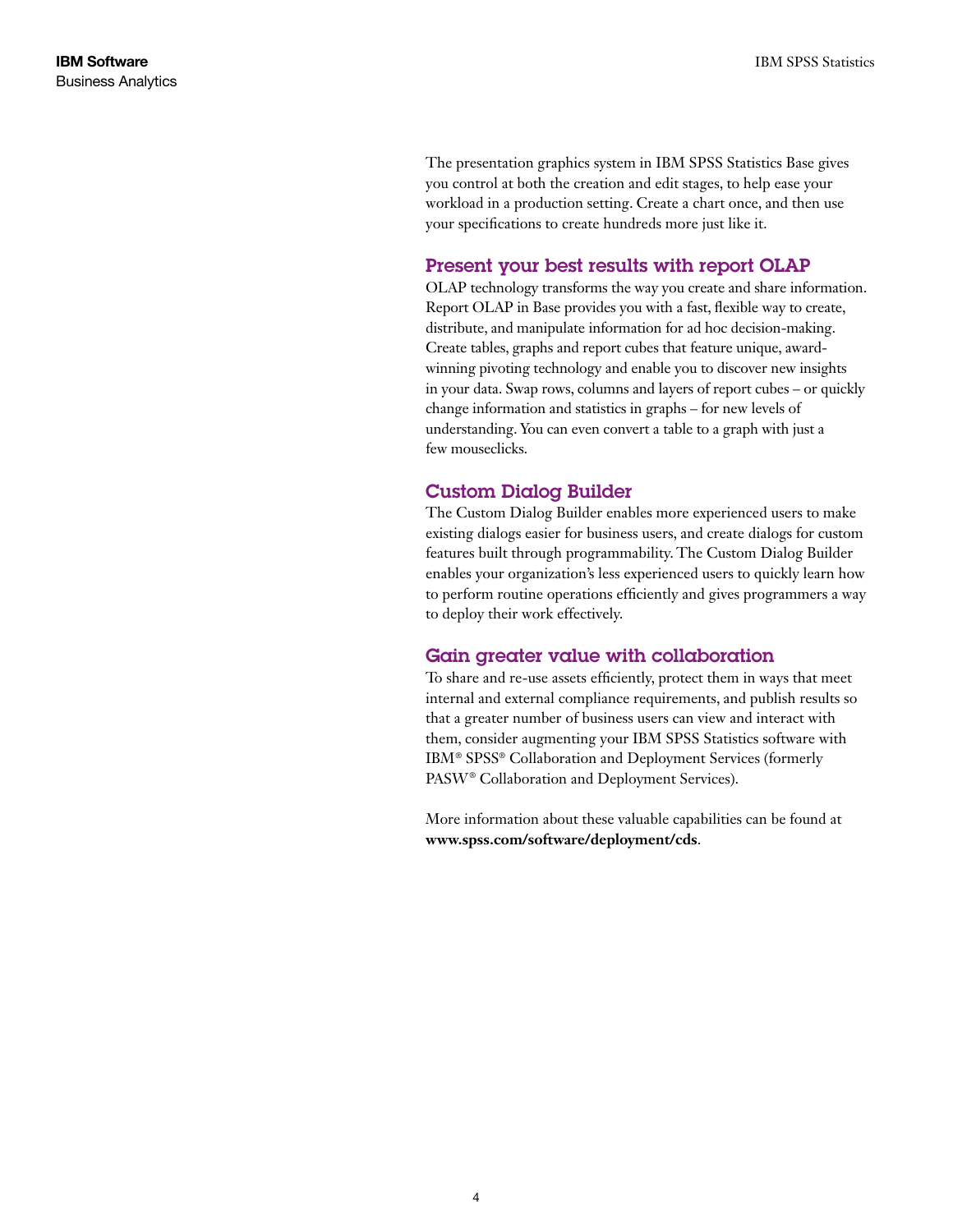The presentation graphics system in IBM SPSS Statistics Base gives you control at both the creation and edit stages, to help ease your workload in a production setting. Create a chart once, and then use your specifications to create hundreds more just like it.

## Present your best results with report OLAP

OLAP technology transforms the way you create and share information. Report OLAP in Base provides you with a fast, flexible way to create, distribute, and manipulate information for ad hoc decision-making. Create tables, graphs and report cubes that feature unique, award-winning pivoting technology and enable you to discover new insights in your data. Swap rows, columns and layers of report cubes – or quickly change information and statistics in graphs – for new levels of understanding. You can even convert a table to a graph with just a few mouseclicks.

## Custom Dialog Builder

The Custom Dialog Builder enables more experienced users to make existing dialogs easier for business users, and create dialogs for custom features built through programmability. The Custom Dialog Builder enables your organization's less experienced users to quickly learn how to perform routine operations efficiently and gives programmers a way to deploy their work effectively.

## Gain greater value with collaboration

To share and re-use assets efficiently, protect them in ways that meet internal and external compliance requirements, and publish results so that a greater number of business users can view and interact with them, consider augmenting your IBM SPSS Statistics software with IBM® SPSS® Collaboration and Deployment Services (formerly PASW® Collaboration and Deployment Services).

More information about these valuable capabilities can be found at **www.spss.com/software/deployment/cds**.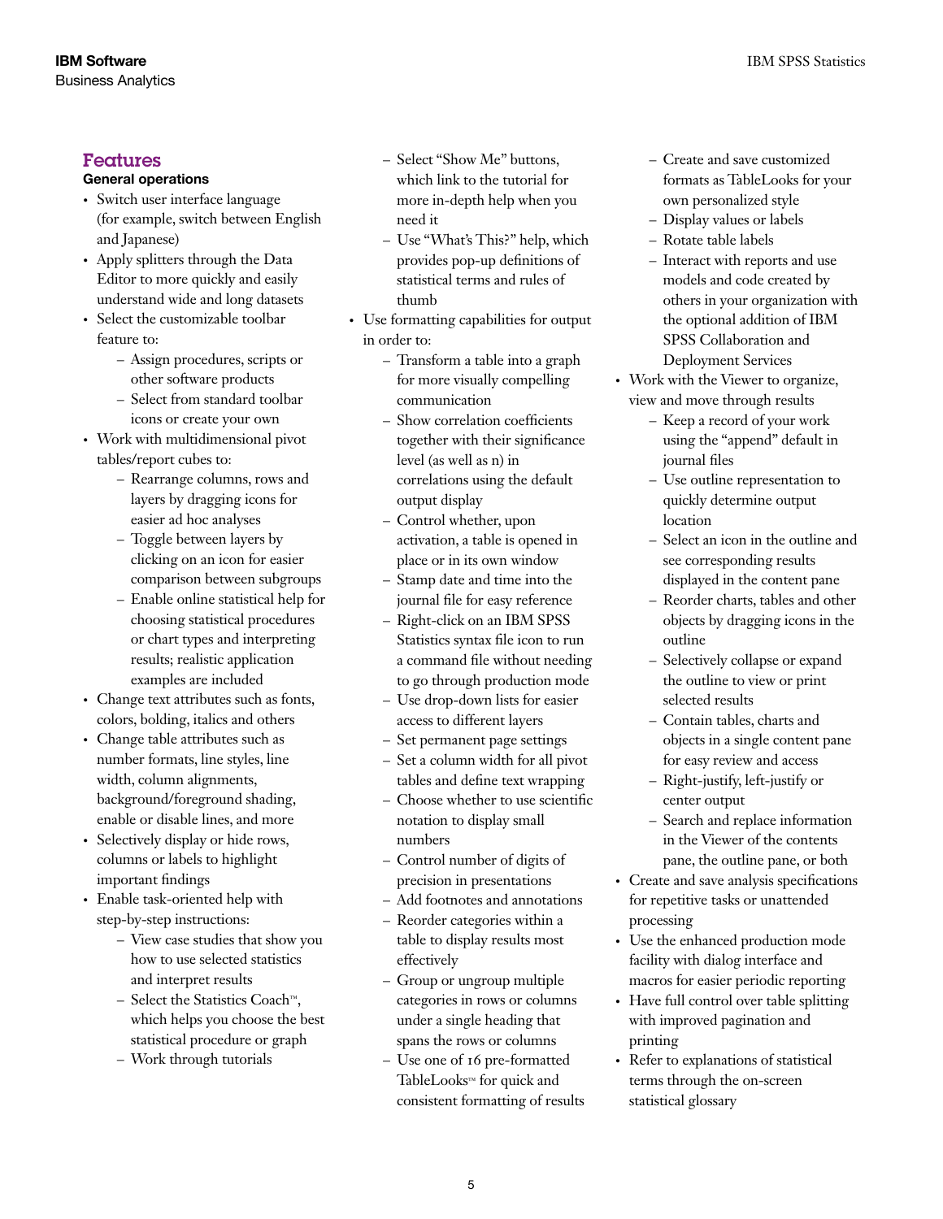## Features

### General operations

- Switch user interface language (for example, switch between English and Japanese)
- Apply splitters through the Data Editor to more quickly and easily understand wide and long datasets
- Select the customizable toolbar feature to:
  - Assign procedures, scripts or other software products
  - Select from standard toolbar icons or create your own
- Work with multidimensional pivot tables/report cubes to:
  - Rearrange columns, rows and layers by dragging icons for easier ad hoc analyses
  - Toggle between layers by clicking on an icon for easier comparison between subgroups
  - Enable online statistical help for choosing statistical procedures or chart types and interpreting results; realistic application examples are included
- Change text attributes such as fonts, colors, bolding, italics and others
- Change table attributes such as number formats, line styles, line width, column alignments, background/foreground shading, enable or disable lines, and more
- Selectively display or hide rows, columns or labels to highlight important findings
- Enable task-oriented help with step-by-step instructions:
  - View case studies that show you how to use selected statistics and interpret results
  - Select the Statistics Coach™, which helps you choose the best statistical procedure or graph
  - Work through tutorials
  - Select "Show Me" buttons, which link to the tutorial for more in-depth help when you need it
  - Use "What's This?" help, which provides pop-up definitions of statistical terms and rules of thumb
- Use formatting capabilities for output in order to:
  - Transform a table into a graph for more visually compelling communication
  - Show correlation coefficients together with their significance level (as well as n) in correlations using the default output display
  - Control whether, upon activation, a table is opened in place or in its own window
  - Stamp date and time into the journal file for easy reference
  - Right-click on an IBM SPSS Statistics syntax file icon to run a command file without needing to go through production mode
  - Use drop-down lists for easier access to different layers
  - Set permanent page settings
  - Set a column width for all pivot tables and define text wrapping
  - Choose whether to use scientific notation to display small numbers
  - Control number of digits of precision in presentations
  - Add footnotes and annotations
  - Reorder categories within a table to display results most effectively
  - Group or ungroup multiple categories in rows or columns under a single heading that spans the rows or columns
  - Use one of 16 pre-formatted TableLooks™ for quick and consistent formatting of results
  - Create and save customized formats as TableLooks for your own personalized style
  - Display values or labels
  - Rotate table labels
  - Interact with reports and use models and code created by others in your organization with the optional addition of IBM SPSS Collaboration and Deployment Services
- Work with the Viewer to organize, view and move through results
  - Keep a record of your work using the "append" default in journal files
  - Use outline representation to quickly determine output location
  - Select an icon in the outline and see corresponding results displayed in the content pane
  - Reorder charts, tables and other objects by dragging icons in the outline
  - Selectively collapse or expand the outline to view or print selected results
  - Contain tables, charts and objects in a single content pane for easy review and access
  - Right-justify, left-justify or center output
  - Search and replace information in the Viewer of the contents pane, the outline pane, or both
- Create and save analysis specifications for repetitive tasks or unattended processing
- Use the enhanced production mode facility with dialog interface and macros for easier periodic reporting
- Have full control over table splitting with improved pagination and printing
- Refer to explanations of statistical terms through the on-screen statistical glossary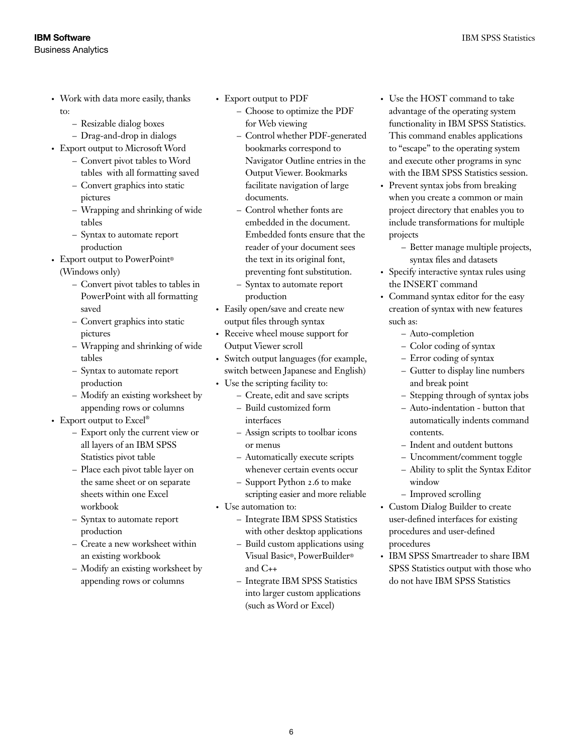- Work with data more easily, thanks to:
  - Resizable dialog boxes
  - Drag-and-drop in dialogs
- Export output to Microsoft Word
  - Convert pivot tables to Word tables with all formatting saved
  - Convert graphics into static pictures
  - Wrapping and shrinking of wide tables
  - Syntax to automate report production
- Export output to PowerPoint® (Windows only)
  - Convert pivot tables to tables in PowerPoint with all formatting saved
  - Convert graphics into static pictures
  - Wrapping and shrinking of wide tables
  - Syntax to automate report production
  - Modify an existing worksheet by appending rows or columns
- Export output to Excel®
  - Export only the current view or all layers of an IBM SPSS Statistics pivot table
  - Place each pivot table layer on the same sheet or on separate sheets within one Excel workbook
  - Syntax to automate report production
  - Create a new worksheet within an existing workbook
  - Modify an existing worksheet by appending rows or columns
- Export output to PDF
  - Choose to optimize the PDF for Web viewing
  - Control whether PDF-generated bookmarks correspond to Navigator Outline entries in the Output Viewer. Bookmarks facilitate navigation of large documents.
  - Control whether fonts are embedded in the document. Embedded fonts ensure that the reader of your document sees the text in its original font, preventing font substitution.
  - Syntax to automate report production
- Easily open/save and create new output files through syntax
- Receive wheel mouse support for Output Viewer scroll
- Switch output languages (for example, switch between Japanese and English)
- Use the scripting facility to:
  - Create, edit and save scripts
  - Build customized form interfaces
  - Assign scripts to toolbar icons or menus
  - Automatically execute scripts whenever certain events occur
  - Support Python 2.6 to make scripting easier and more reliable
- Use automation to:
  - Integrate IBM SPSS Statistics with other desktop applications
  - Build custom applications using Visual Basic®, PowerBuilder® and C++
  - Integrate IBM SPSS Statistics into larger custom applications (such as Word or Excel)
- Use the HOST command to take advantage of the operating system functionality in IBM SPSS Statistics. This command enables applications to "escape" to the operating system and execute other programs in sync with the IBM SPSS Statistics session.
- Prevent syntax jobs from breaking when you create a common or main project directory that enables you to include transformations for multiple projects
  - Better manage multiple projects, syntax files and datasets
- Specify interactive syntax rules using the INSERT command
- Command syntax editor for the easy creation of syntax with new features such as:
  - Auto-completion
  - Color coding of syntax
  - Error coding of syntax
  - Gutter to display line numbers and break point
  - Stepping through of syntax jobs
  - Auto-indentation - button that automatically indents command contents.
  - Indent and outdent buttons
  - Uncomment/comment toggle
  - Ability to split the Syntax Editor window
  - Improved scrolling
- Custom Dialog Builder to create user-defined interfaces for existing procedures and user-defined procedures
- IBM SPSS Smartreader to share IBM SPSS Statistics output with those who do not have IBM SPSS Statistics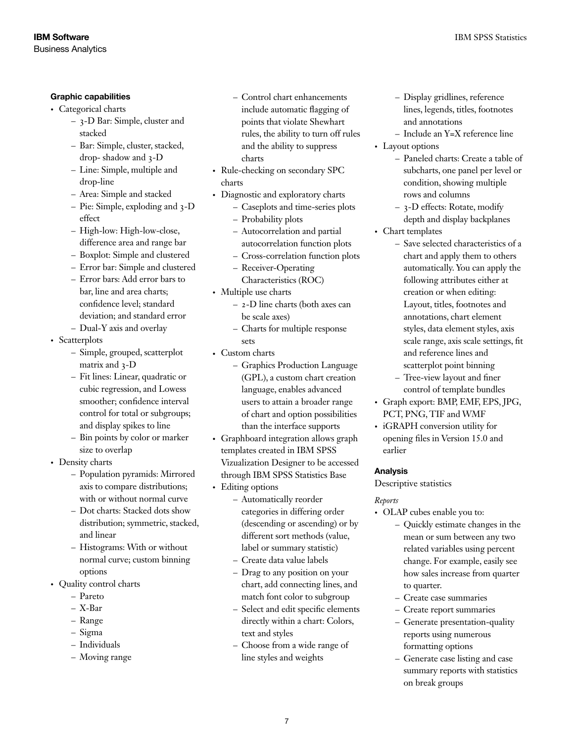### Graphic capabilities

- Categorical charts
  - 3-D Bar: Simple, cluster and stacked
  - Bar: Simple, cluster, stacked, drop- shadow and 3-D
  - Line: Simple, multiple and drop-line
  - Area: Simple and stacked
  - Pie: Simple, exploding and 3-D effect
  - High-low: High-low-close, difference area and range bar
  - Boxplot: Simple and clustered
  - Error bar: Simple and clustered
  - Error bars: Add error bars to bar, line and area charts; confidence level; standard deviation; and standard error
  - Dual-Y axis and overlay
- Scatterplots
  - Simple, grouped, scatterplot matrix and 3-D
  - Fit lines: Linear, quadratic or cubic regression, and Lowess smoother; confidence interval control for total or subgroups; and display spikes to line
  - Bin points by color or marker size to overlap
- Density charts
  - Population pyramids: Mirrored axis to compare distributions; with or without normal curve
  - Dot charts: Stacked dots show distribution; symmetric, stacked, and linear
  - Histograms: With or without normal curve; custom binning options
- Quality control charts
  - Pareto
  - X-Bar
  - Range
  - Sigma
  - Individuals
  - Moving range
  - Control chart enhancements include automatic flagging of points that violate Shewhart rules, the ability to turn off rules and the ability to suppress charts
- Rule-checking on secondary SPC charts
- Diagnostic and exploratory charts
  - Caseplots and time-series plots
  - Probability plots
  - Autocorrelation and partial autocorrelation function plots
  - Cross-correlation function plots
  - Receiver-Operating Characteristics (ROC)
- Multiple use charts
  - 2-D line charts (both axes can be scale axes)
  - Charts for multiple response sets
- Custom charts
  - Graphics Production Language (GPL), a custom chart creation language, enables advanced users to attain a broader range of chart and option possibilities than the interface supports
- Graphboard integration allows graph templates created in IBM SPSS Vizualization Designer to be accessed through IBM SPSS Statistics Base
- Editing options
  - Automatically reorder categories in differing order (descending or ascending) or by different sort methods (value, label or summary statistic)
  - Create data value labels
  - Drag to any position on your chart, add connecting lines, and match font color to subgroup
  - Select and edit specific elements directly within a chart: Colors, text and styles
  - Choose from a wide range of line styles and weights
  - Display gridlines, reference lines, legends, titles, footnotes and annotations
  - Include an Y=X reference line
- Layout options
  - Paneled charts: Create a table of subcharts, one panel per level or condition, showing multiple rows and columns
  - 3-D effects: Rotate, modify depth and display backplanes
- Chart templates
  - Save selected characteristics of a chart and apply them to others automatically. You can apply the following attributes either at creation or when editing: Layout, titles, footnotes and annotations, chart element styles, data element styles, axis scale range, axis scale settings, fit and reference lines and scatterplot point binning
  - Tree-view layout and finer control of template bundles
- Graph export: BMP, EMF, EPS, JPG, PCT, PNG, TIF and WMF
- iGRAPH conversion utility for opening files in Version 15.0 and earlier

### Analysis

Descriptive statistics

*Reports*

- OLAP cubes enable you to:
  - Quickly estimate changes in the mean or sum between any two related variables using percent change. For example, easily see how sales increase from quarter to quarter.
  - Create case summaries
  - Create report summaries
  - Generate presentation-quality reports using numerous formatting options
  - Generate case listing and case summary reports with statistics on break groups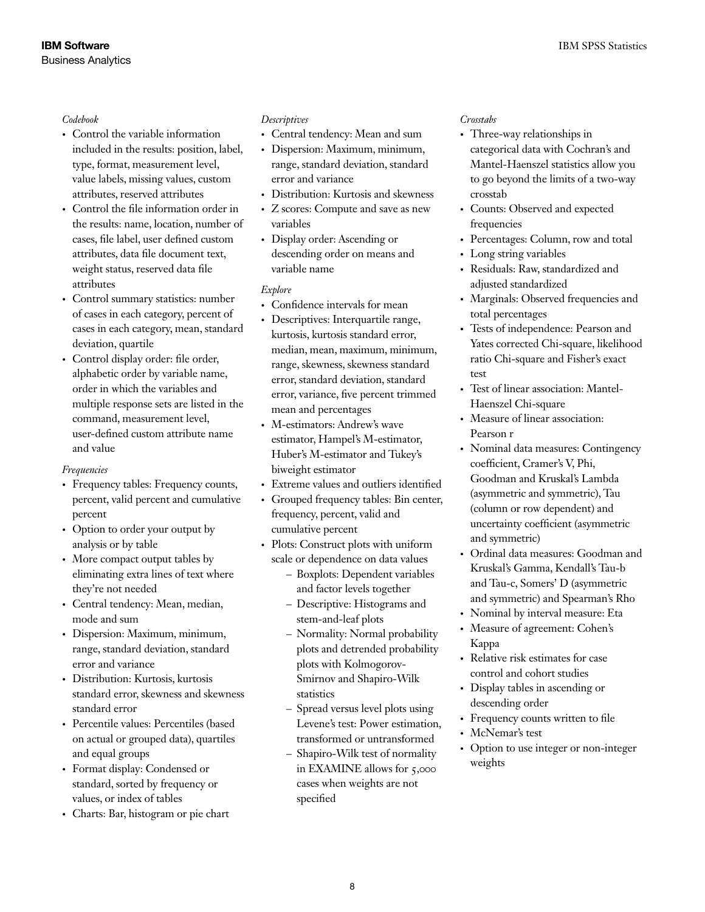*Codebook*

- Control the variable information included in the results: position, label, type, format, measurement level, value labels, missing values, custom attributes, reserved attributes
- Control the file information order in the results: name, location, number of cases, file label, user defined custom attributes, data file document text, weight status, reserved data file attributes
- Control summary statistics: number of cases in each category, percent of cases in each category, mean, standard deviation, quartile
- Control display order: file order, alphabetic order by variable name, order in which the variables and multiple response sets are listed in the command, measurement level, user-defined custom attribute name and value

*Frequencies*

- Frequency tables: Frequency counts, percent, valid percent and cumulative percent
- Option to order your output by analysis or by table
- More compact output tables by eliminating extra lines of text where they're not needed
- Central tendency: Mean, median, mode and sum
- Dispersion: Maximum, minimum, range, standard deviation, standard error and variance
- Distribution: Kurtosis, kurtosis standard error, skewness and skewness standard error
- Percentile values: Percentiles (based on actual or grouped data), quartiles and equal groups
- Format display: Condensed or standard, sorted by frequency or values, or index of tables
- Charts: Bar, histogram or pie chart

*Descriptives*

- Central tendency: Mean and sum
- Dispersion: Maximum, minimum, range, standard deviation, standard error and variance
- Distribution: Kurtosis and skewness
- Z scores: Compute and save as new variables
- Display order: Ascending or descending order on means and variable name

*Explore*

- Confidence intervals for mean
- Descriptives: Interquartile range, kurtosis, kurtosis standard error, median, mean, maximum, minimum, range, skewness, skewness standard error, standard deviation, standard error, variance, five percent trimmed mean and percentages
- M-estimators: Andrew's wave estimator, Hampel's M-estimator, Huber's M-estimator and Tukey's biweight estimator
- Extreme values and outliers identified
- Grouped frequency tables: Bin center, frequency, percent, valid and cumulative percent
- Plots: Construct plots with uniform scale or dependence on data values
  - Boxplots: Dependent variables and factor levels together
  - Descriptive: Histograms and stem-and-leaf plots
  - Normality: Normal probability plots and detrended probability plots with Kolmogorov-Smirnov and Shapiro-Wilk statistics
  - Spread versus level plots using Levene's test: Power estimation, transformed or untransformed
  - Shapiro-Wilk test of normality in EXAMINE allows for 5,000 cases when weights are not specified

*Crosstabs*

- Three-way relationships in categorical data with Cochran's and Mantel-Haenszel statistics allow you to go beyond the limits of a two-way crosstab
- Counts: Observed and expected frequencies
- Percentages: Column, row and total
- Long string variables
- Residuals: Raw, standardized and adjusted standardized
- Marginals: Observed frequencies and total percentages
- Tests of independence: Pearson and Yates corrected Chi-square, likelihood ratio Chi-square and Fisher's exact test
- Test of linear association: Mantel-Haenszel Chi-square
- Measure of linear association: Pearson r
- Nominal data measures: Contingency coefficient, Cramer's V, Phi, Goodman and Kruskal's Lambda (asymmetric and symmetric), Tau (column or row dependent) and uncertainty coefficient (asymmetric and symmetric)
- Ordinal data measures: Goodman and Kruskal's Gamma, Kendall's Tau-b and Tau-c, Somers' D (asymmetric and symmetric) and Spearman's Rho
- Nominal by interval measure: Eta
- Measure of agreement: Cohen's Kappa
- Relative risk estimates for case control and cohort studies
- Display tables in ascending or descending order
- Frequency counts written to file
- McNemar's test
- Option to use integer or non-integer weights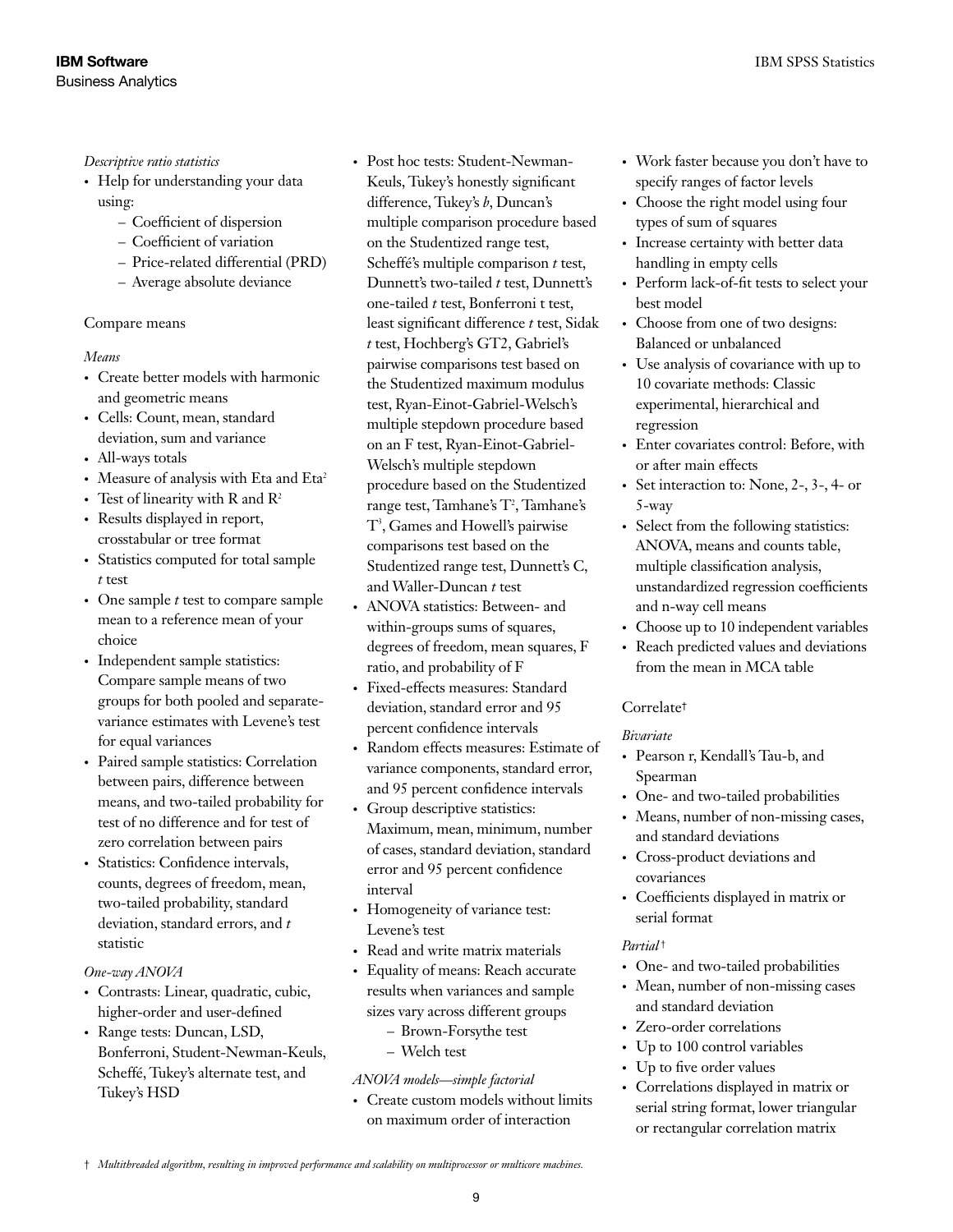*Descriptive ratio statistics*

- Help for understanding your data using:
  - Coefficient of dispersion
  - Coefficient of variation
  - Price-related differential (PRD)
  - Average absolute deviance

## Compare means

*Means*

- Create better models with harmonic and geometric means
- Cells: Count, mean, standard deviation, sum and variance
- All-ways totals
- Measure of analysis with Eta and $Eta^2$
- Test of linearity with R and $R^2$
- Results displayed in report, crosstabular or tree format
- Statistics computed for total sample *t* test
- One sample *t* test to compare sample mean to a reference mean of your choice
- Independent sample statistics: Compare sample means of two groups for both pooled and separate-variance estimates with Levene's test for equal variances
- Paired sample statistics: Correlation between pairs, difference between means, and two-tailed probability for test of no difference and for test of zero correlation between pairs
- Statistics: Confidence intervals, counts, degrees of freedom, mean, two-tailed probability, standard deviation, standard errors, and *t* statistic

*One-way ANOVA*

- Contrasts: Linear, quadratic, cubic, higher-order and user-defined
- Range tests: Duncan, LSD, Bonferroni, Student-Newman-Keuls, Scheffé, Tukey's alternate test, and Tukey's HSD
- Post hoc tests: Student-Newman-Keuls, Tukey's honestly significant difference, Tukey's *b*, Duncan's multiple comparison procedure based on the Studentized range test, Scheffé's multiple comparison *t* test, Dunnett's two-tailed *t* test, Dunnett's one-tailed *t* test, Bonferroni t test, least significant difference *t* test, Sidak *t* test, Hochberg's GT2, Gabriel's pairwise comparisons test based on the Studentized maximum modulus test, Ryan-Einot-Gabriel-Welsch's multiple stepdown procedure based on an F test, Ryan-Einot-Gabriel-Welsch's multiple stepdown procedure based on the Studentized range test, Tamhane's $T^2$, Tamhane's $T^3$, Games and Howell's pairwise comparisons test based on the Studentized range test, Dunnett's C, and Waller-Duncan *t* test
- ANOVA statistics: Between- and within-groups sums of squares, degrees of freedom, mean squares, F ratio, and probability of F
- Fixed-effects measures: Standard deviation, standard error and 95 percent confidence intervals
- Random effects measures: Estimate of variance components, standard error, and 95 percent confidence intervals
- Group descriptive statistics: Maximum, mean, minimum, number of cases, standard deviation, standard error and 95 percent confidence interval
- Homogeneity of variance test: Levene's test
- Read and write matrix materials
- Equality of means: Reach accurate results when variances and sample sizes vary across different groups
  - Brown-Forsythe test
  - Welch test

*ANOVA models—simple factorial*

- Create custom models without limits on maximum order of interaction
- Work faster because you don't have to specify ranges of factor levels
- Choose the right model using four types of sum of squares
- Increase certainty with better data handling in empty cells
- Perform lack-of-fit tests to select your best model
- Choose from one of two designs: Balanced or unbalanced
- Use analysis of covariance with up to 10 covariate methods: Classic experimental, hierarchical and regression
- Enter covariates control: Before, with or after main effects
- Set interaction to: None, 2-, 3-, 4- or 5-way
- Select from the following statistics: ANOVA, means and counts table, multiple classification analysis, unstandardized regression coefficients and n-way cell means
- Choose up to 10 independent variables
- Reach predicted values and deviations from the mean in MCA table

## Correlate†

*Bivariate*

- Pearson r, Kendall's Tau-b, and Spearman
- One- and two-tailed probabilities
- Means, number of non-missing cases, and standard deviations
- Cross-product deviations and covariances
- Coefficients displayed in matrix or serial format

*Partial†*

- One- and two-tailed probabilities
- Mean, number of non-missing cases and standard deviation
- Zero-order correlations
- Up to 100 control variables
- Up to five order values
- Correlations displayed in matrix or serial string format, lower triangular or rectangular correlation matrix

† *Multithreaded algorithm, resulting in improved performance and scalability on multiprocessor or multicore machines.*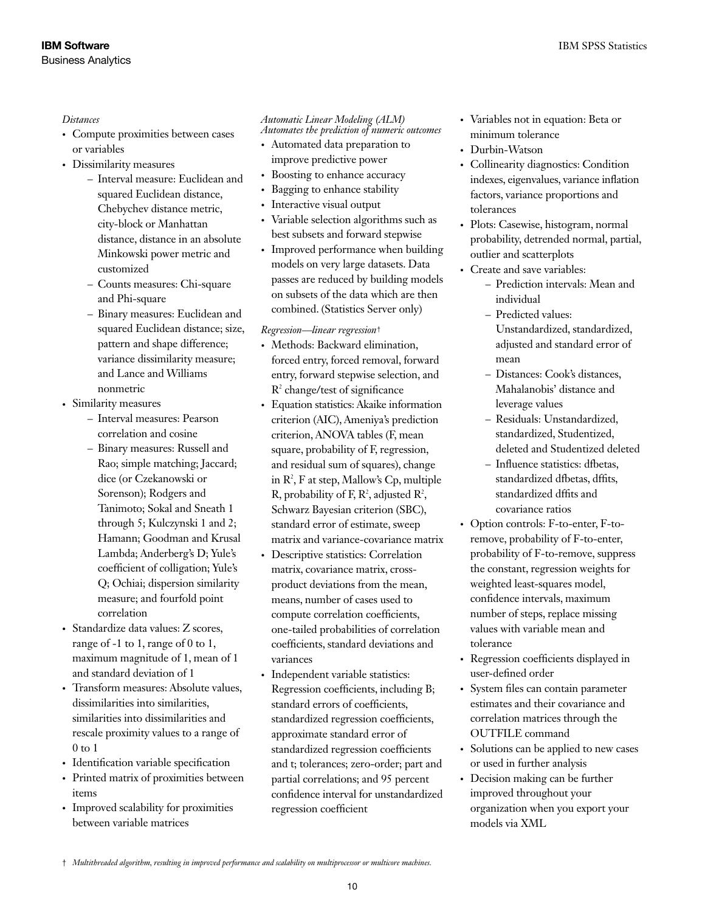*Distances*

- Compute proximities between cases or variables
- Dissimilarity measures
  - Interval measure: Euclidean and squared Euclidean distance, Chebychev distance metric, city-block or Manhattan distance, distance in an absolute Minkowski power metric and customized
  - Counts measures: Chi-square and Phi-square
  - Binary measures: Euclidean and squared Euclidean distance; size, pattern and shape difference; variance dissimilarity measure; and Lance and Williams nonmetric
- Similarity measures
  - Interval measures: Pearson correlation and cosine
  - Binary measures: Russell and Rao; simple matching; Jaccard; dice (or Czekanowski or Sorenson); Rodgers and Tanimoto; Sokal and Sneath 1 through 5; Kulczynski 1 and 2; Hamann; Goodman and Krusal Lambda; Anderberg's D; Yule's coefficient of colligation; Yule's Q; Ochiai; dispersion similarity measure; and fourfold point correlation
- Standardize data values: Z scores, range of -1 to 1, range of 0 to 1, maximum magnitude of 1, mean of 1 and standard deviation of 1
- Transform measures: Absolute values, dissimilarities into similarities, similarities into dissimilarities and rescale proximity values to a range of 0 to 1
- Identification variable specification
- Printed matrix of proximities between items
- Improved scalability for proximities between variable matrices

*Automatic Linear Modeling (ALM)*
*Automates the prediction of numeric outcomes*

- Automated data preparation to improve predictive power
- Boosting to enhance accuracy
- Bagging to enhance stability
- Interactive visual output
- Variable selection algorithms such as best subsets and forward stepwise
- Improved performance when building models on very large datasets. Data passes are reduced by building models on subsets of the data which are then combined. (Statistics Server only)

*Regression—linear regression*†

- Methods: Backward elimination, forced entry, forced removal, forward entry, forward stepwise selection, and $R^2$ change/test of significance
- Equation statistics: Akaike information criterion (AIC), Ameniya's prediction criterion, ANOVA tables (F, mean square, probability of F, regression, and residual sum of squares), change in $R^2$, F at step, Mallow's Cp, multiple R, probability of F, $R^2$, adjusted $R^2$, Schwarz Bayesian criterion (SBC), standard error of estimate, sweep matrix and variance-covariance matrix
- Descriptive statistics: Correlation matrix, covariance matrix, cross-product deviations from the mean, means, number of cases used to compute correlation coefficients, one-tailed probabilities of correlation coefficients, standard deviations and variances
- Independent variable statistics: Regression coefficients, including B; standard errors of coefficients, standardized regression coefficients, approximate standard error of standardized regression coefficients and t; tolerances; zero-order; part and partial correlations; and 95 percent confidence interval for unstandardized regression coefficient
- Variables not in equation: Beta or minimum tolerance
- Durbin-Watson
- Collinearity diagnostics: Condition indexes, eigenvalues, variance inflation factors, variance proportions and tolerances
- Plots: Casewise, histogram, normal probability, detrended normal, partial, outlier and scatterplots
- Create and save variables:
  - Prediction intervals: Mean and individual
  - Predicted values: Unstandardized, standardized, adjusted and standard error of mean
  - Distances: Cook's distances, Mahalanobis' distance and leverage values
  - Residuals: Unstandardized, standardized, Studentized, deleted and Studentized deleted
  - Influence statistics: dfbetas, standardized dfbetas, dffits, standardized dffits and covariance ratios
- Option controls: F-to-enter, F-to-remove, probability of F-to-enter, probability of F-to-remove, suppress the constant, regression weights for weighted least-squares model, confidence intervals, maximum number of steps, replace missing values with variable mean and tolerance
- Regression coefficients displayed in user-defined order
- System files can contain parameter estimates and their covariance and correlation matrices through the OUTFILE command
- Solutions can be applied to new cases or used in further analysis
- Decision making can be further improved throughout your organization when you export your models via XML

† *Multithreaded algorithm, resulting in improved performance and scalability on multiprocessor or multicore machines.*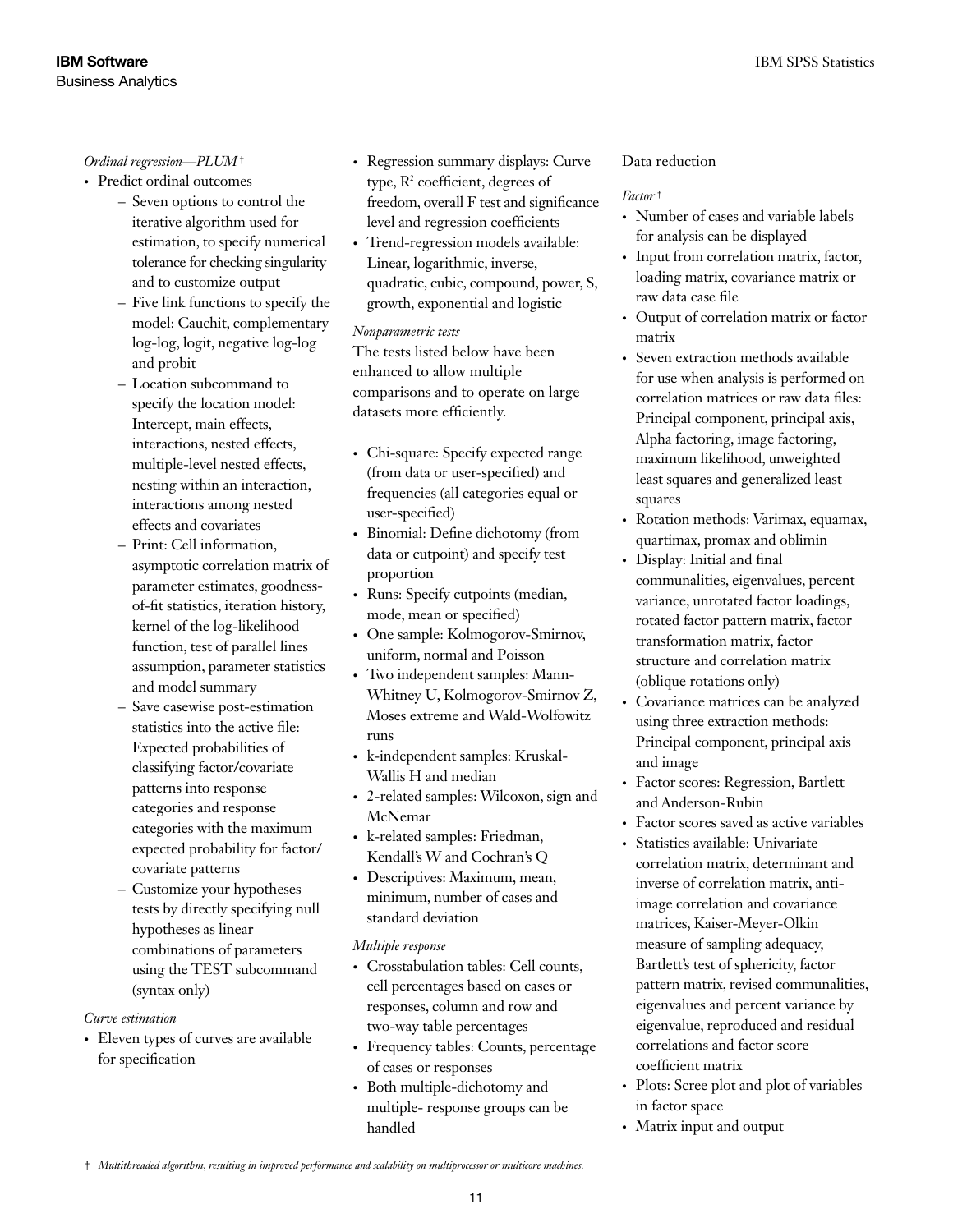*Ordinal regression—PLUM †*

- Predict ordinal outcomes
  - Seven options to control the iterative algorithm used for estimation, to specify numerical tolerance for checking singularity and to customize output
  - Five link functions to specify the model: Cauchit, complementary log-log, logit, negative log-log and probit
  - Location subcommand to specify the location model: Intercept, main effects, interactions, nested effects, multiple-level nested effects, nesting within an interaction, interactions among nested effects and covariates
  - Print: Cell information, asymptotic correlation matrix of parameter estimates, goodness-of-fit statistics, iteration history, kernel of the log-likelihood function, test of parallel lines assumption, parameter statistics and model summary
  - Save casewise post-estimation statistics into the active file: Expected probabilities of classifying factor/covariate patterns into response categories and response categories with the maximum expected probability for factor/covariate patterns
  - Customize your hypotheses tests by directly specifying null hypotheses as linear combinations of parameters using the TEST subcommand (syntax only)

*Curve estimation*

- Eleven types of curves are available for specification
- Regression summary displays: Curve type, $R^2$ coefficient, degrees of freedom, overall F test and significance level and regression coefficients
- Trend-regression models available: Linear, logarithmic, inverse, quadratic, cubic, compound, power, S, growth, exponential and logistic

*Nonparametric tests*

The tests listed below have been enhanced to allow multiple comparisons and to operate on large datasets more efficiently.

- Chi-square: Specify expected range (from data or user-specified) and frequencies (all categories equal or user-specified)
- Binomial: Define dichotomy (from data or cutpoint) and specify test proportion
- Runs: Specify cutpoints (median, mode, mean or specified)
- One sample: Kolmogorov-Smirnov, uniform, normal and Poisson
- Two independent samples: Mann-Whitney U, Kolmogorov-Smirnov Z, Moses extreme and Wald-Wolfowitz runs
- k-independent samples: Kruskal-Wallis H and median
- 2-related samples: Wilcoxon, sign and McNemar
- k-related samples: Friedman, Kendall's W and Cochran's Q
- Descriptives: Maximum, mean, minimum, number of cases and standard deviation

*Multiple response*

- Crosstabulation tables: Cell counts, cell percentages based on cases or responses, column and row and two-way table percentages
- Frequency tables: Counts, percentage of cases or responses
- Both multiple-dichotomy and multiple- response groups can be handled

Data reduction

*Factor †*

- Number of cases and variable labels for analysis can be displayed
- Input from correlation matrix, factor, loading matrix, covariance matrix or raw data case file
- Output of correlation matrix or factor matrix
- Seven extraction methods available for use when analysis is performed on correlation matrices or raw data files: Principal component, principal axis, Alpha factoring, image factoring, maximum likelihood, unweighted least squares and generalized least squares
- Rotation methods: Varimax, equamax, quartimax, promax and oblimin
- Display: Initial and final communalities, eigenvalues, percent variance, unrotated factor loadings, rotated factor pattern matrix, factor transformation matrix, factor structure and correlation matrix (oblique rotations only)
- Covariance matrices can be analyzed using three extraction methods: Principal component, principal axis and image
- Factor scores: Regression, Bartlett and Anderson-Rubin
- Factor scores saved as active variables
- Statistics available: Univariate correlation matrix, determinant and inverse of correlation matrix, anti-image correlation and covariance matrices, Kaiser-Meyer-Olkin measure of sampling adequacy, Bartlett's test of sphericity, factor pattern matrix, revised communalities, eigenvalues and percent variance by eigenvalue, reproduced and residual correlations and factor score coefficient matrix
- Plots: Scree plot and plot of variables in factor space
- Matrix input and output

† *Multithreaded algorithm, resulting in improved performance and scalability on multiprocessor or multicore machines.*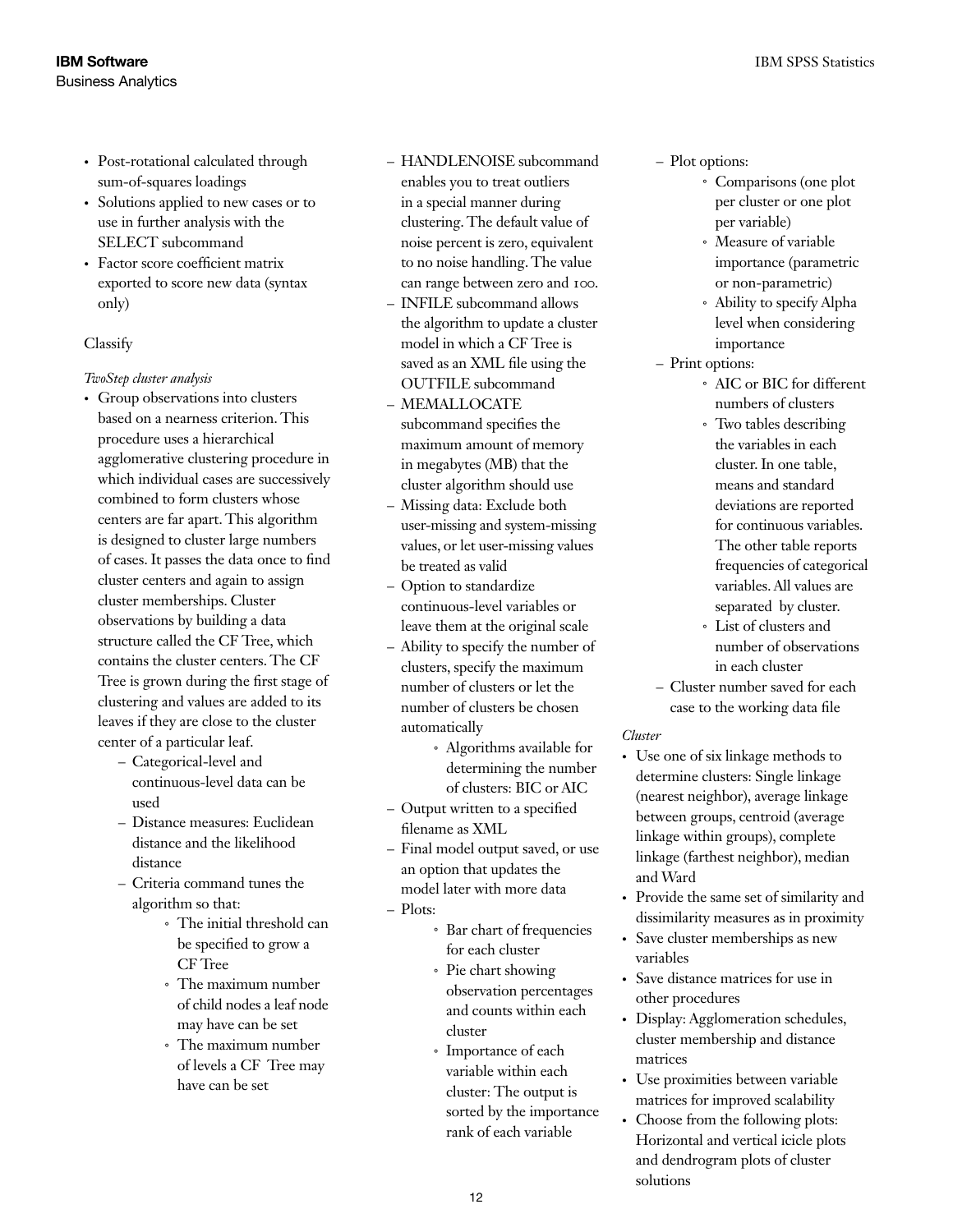- Post-rotational calculated through sum-of-squares loadings
- Solutions applied to new cases or to use in further analysis with the SELECT subcommand
- Factor score coefficient matrix exported to score new data (syntax only)

Classify

*TwoStep cluster analysis*

- Group observations into clusters based on a nearness criterion. This procedure uses a hierarchical agglomerative clustering procedure in which individual cases are successively combined to form clusters whose centers are far apart. This algorithm is designed to cluster large numbers of cases. It passes the data once to find cluster centers and again to assign cluster memberships. Cluster observations by building a data structure called the CF Tree, which contains the cluster centers. The CF Tree is grown during the first stage of clustering and values are added to its leaves if they are close to the cluster center of a particular leaf.
  - Categorical-level and continuous-level data can be used
  - Distance measures: Euclidean distance and the likelihood distance
  - Criteria command tunes the algorithm so that:
    - The initial threshold can be specified to grow a CF Tree
    - The maximum number of child nodes a leaf node may have can be set
    - The maximum number of levels a CF Tree may have can be set
  - HANDLENOISE subcommand enables you to treat outliers in a special manner during clustering. The default value of noise percent is zero, equivalent to no noise handling. The value can range between zero and 100.
  - INFILE subcommand allows the algorithm to update a cluster model in which a CF Tree is saved as an XML file using the OUTFILE subcommand
  - MEMALLOCATE subcommand specifies the maximum amount of memory in megabytes (MB) that the cluster algorithm should use
  - Missing data: Exclude both user-missing and system-missing values, or let user-missing values be treated as valid
  - Option to standardize continuous-level variables or leave them at the original scale
  - Ability to specify the number of clusters, specify the maximum number of clusters or let the number of clusters be chosen automatically
    - Algorithms available for determining the number of clusters: BIC or AIC
  - Output written to a specified filename as XML
  - Final model output saved, or use an option that updates the model later with more data
  - Plots:
    - Bar chart of frequencies for each cluster
    - Pie chart showing observation percentages and counts within each cluster
    - Importance of each variable within each cluster: The output is sorted by the importance rank of each variable
  - Plot options:
    - Comparisons (one plot per cluster or one plot per variable)
    - Measure of variable importance (parametric or non-parametric)
    - Ability to specify Alpha level when considering importance
  - Print options:
    - AIC or BIC for different numbers of clusters
    - Two tables describing the variables in each cluster. In one table, means and standard deviations are reported for continuous variables. The other table reports frequencies of categorical variables. All values are separated by cluster.
    - List of clusters and number of observations in each cluster
  - Cluster number saved for each case to the working data file

*Cluster*

- Use one of six linkage methods to determine clusters: Single linkage (nearest neighbor), average linkage between groups, centroid (average linkage within groups), complete linkage (farthest neighbor), median and Ward
- Provide the same set of similarity and dissimilarity measures as in proximity
- Save cluster memberships as new variables
- Save distance matrices for use in other procedures
- Display: Agglomeration schedules, cluster membership and distance matrices
- Use proximities between variable matrices for improved scalability
- Choose from the following plots: Horizontal and vertical icicle plots and dendrogram plots of cluster solutions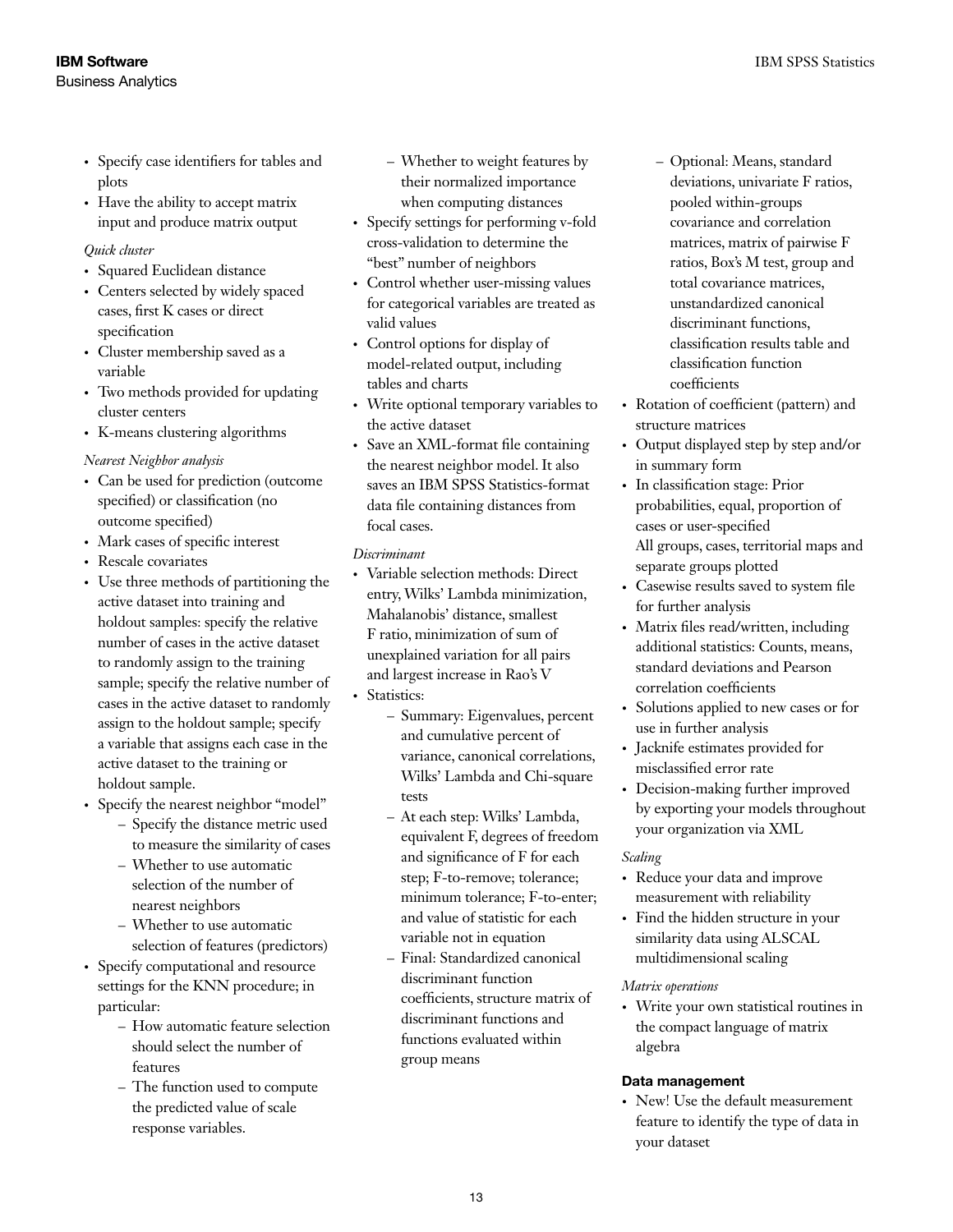- Specify case identifiers for tables and plots
- Have the ability to accept matrix input and produce matrix output

*Quick cluster*

- Squared Euclidean distance
- Centers selected by widely spaced cases, first K cases or direct specification
- Cluster membership saved as a variable
- Two methods provided for updating cluster centers
- K-means clustering algorithms

*Nearest Neighbor analysis*

- Can be used for prediction (outcome specified) or classification (no outcome specified)
- Mark cases of specific interest
- Rescale covariates
- Use three methods of partitioning the active dataset into training and holdout samples: specify the relative number of cases in the active dataset to randomly assign to the training sample; specify the relative number of cases in the active dataset to randomly assign to the holdout sample; specify a variable that assigns each case in the active dataset to the training or holdout sample.
- Specify the nearest neighbor "model"
  - Specify the distance metric used to measure the similarity of cases
  - Whether to use automatic selection of the number of nearest neighbors
  - Whether to use automatic selection of features (predictors)
- Specify computational and resource settings for the KNN procedure; in particular:
  - How automatic feature selection should select the number of features
  - The function used to compute the predicted value of scale response variables.
  - Whether to weight features by their normalized importance when computing distances
- Specify settings for performing v-fold cross-validation to determine the "best" number of neighbors
- Control whether user-missing values for categorical variables are treated as valid values
- Control options for display of model-related output, including tables and charts
- Write optional temporary variables to the active dataset
- Save an XML-format file containing the nearest neighbor model. It also saves an IBM SPSS Statistics-format data file containing distances from focal cases.

*Discriminant*

- Variable selection methods: Direct entry, Wilks' Lambda minimization, Mahalanobis' distance, smallest F ratio, minimization of sum of unexplained variation for all pairs and largest increase in Rao's V
- Statistics:
  - Summary: Eigenvalues, percent and cumulative percent of variance, canonical correlations, Wilks' Lambda and Chi-square tests
  - At each step: Wilks' Lambda, equivalent F, degrees of freedom and significance of F for each step; F-to-remove; tolerance; minimum tolerance; F-to-enter; and value of statistic for each variable not in equation
  - Final: Standardized canonical discriminant function coefficients, structure matrix of discriminant functions and functions evaluated within group means
  - Optional: Means, standard deviations, univariate F ratios, pooled within-groups covariance and correlation matrices, matrix of pairwise F ratios, Box's M test, group and total covariance matrices, unstandardized canonical discriminant functions, classification results table and classification function coefficients
- Rotation of coefficient (pattern) and structure matrices
- Output displayed step by step and/or in summary form
- In classification stage: Prior probabilities, equal, proportion of cases or user-specified
  All groups, cases, territorial maps and separate groups plotted
- Casewise results saved to system file for further analysis
- Matrix files read/written, including additional statistics: Counts, means, standard deviations and Pearson correlation coefficients
- Solutions applied to new cases or for use in further analysis
- Jacknife estimates provided for misclassified error rate
- Decision-making further improved by exporting your models throughout your organization via XML

*Scaling*

- Reduce your data and improve measurement with reliability
- Find the hidden structure in your similarity data using ALSCAL multidimensional scaling

*Matrix operations*

- Write your own statistical routines in the compact language of matrix algebra

**Data management**

- New! Use the default measurement feature to identify the type of data in your dataset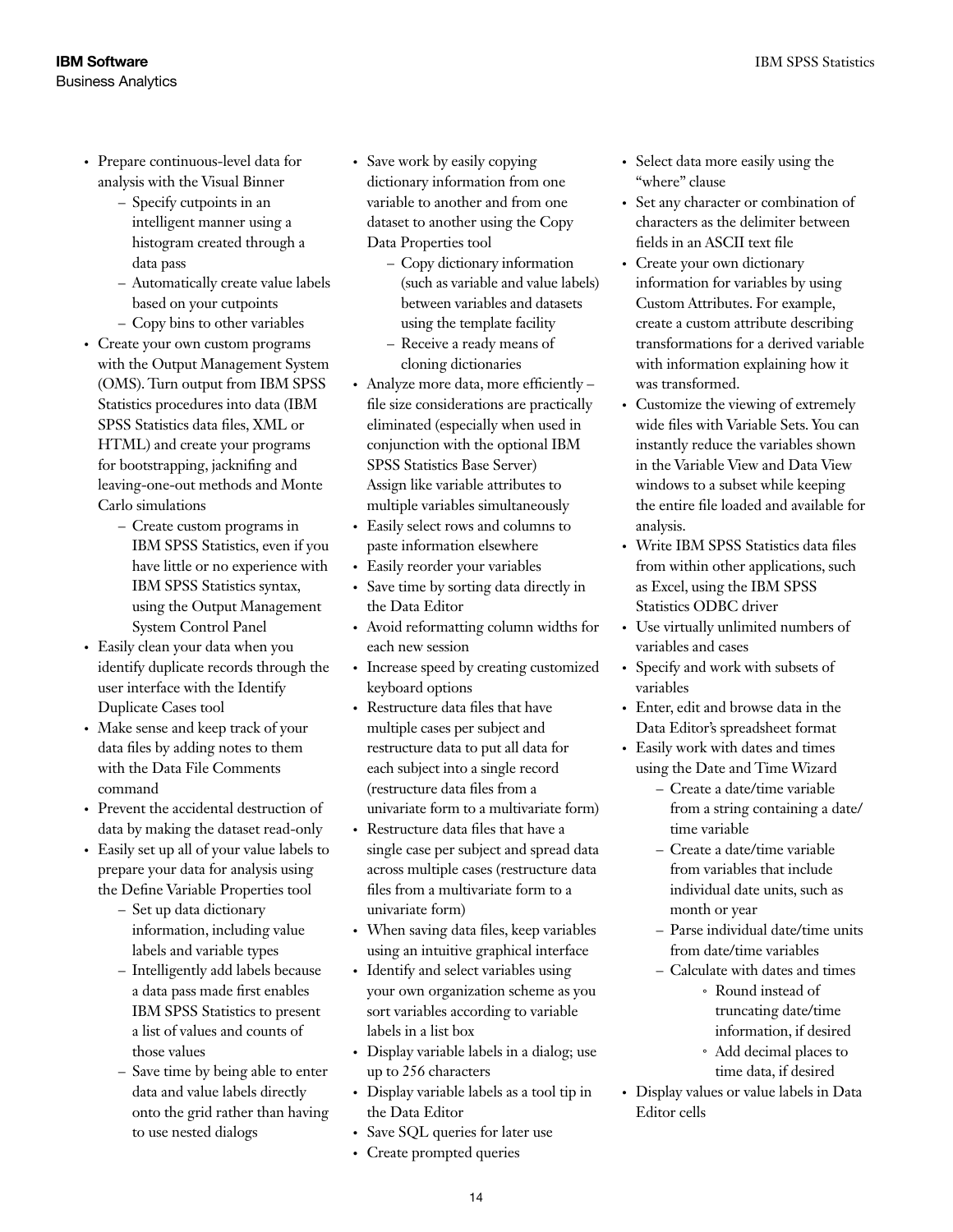- Prepare continuous-level data for analysis with the Visual Binner
  - Specify cutpoints in an intelligent manner using a histogram created through a data pass
  - Automatically create value labels based on your cutpoints
  - Copy bins to other variables
- Create your own custom programs with the Output Management System (OMS). Turn output from IBM SPSS Statistics procedures into data (IBM SPSS Statistics data files, XML or HTML) and create your programs for bootstrapping, jacknifing and leaving-one-out methods and Monte Carlo simulations
  - Create custom programs in IBM SPSS Statistics, even if you have little or no experience with IBM SPSS Statistics syntax, using the Output Management System Control Panel
- Easily clean your data when you identify duplicate records through the user interface with the Identify Duplicate Cases tool
- Make sense and keep track of your data files by adding notes to them with the Data File Comments command
- Prevent the accidental destruction of data by making the dataset read-only
- Easily set up all of your value labels to prepare your data for analysis using the Define Variable Properties tool
  - Set up data dictionary information, including value labels and variable types
  - Intelligently add labels because a data pass made first enables IBM SPSS Statistics to present a list of values and counts of those values
  - Save time by being able to enter data and value labels directly onto the grid rather than having to use nested dialogs
- Save work by easily copying dictionary information from one variable to another and from one dataset to another using the Copy Data Properties tool
  - Copy dictionary information (such as variable and value labels) between variables and datasets using the template facility
  - Receive a ready means of cloning dictionaries
- Analyze more data, more efficiently – file size considerations are practically eliminated (especially when used in conjunction with the optional IBM SPSS Statistics Base Server) Assign like variable attributes to multiple variables simultaneously
- Easily select rows and columns to paste information elsewhere
- Easily reorder your variables
- Save time by sorting data directly in the Data Editor
- Avoid reformatting column widths for each new session
- Increase speed by creating customized keyboard options
- Restructure data files that have multiple cases per subject and restructure data to put all data for each subject into a single record (restructure data files from a univariate form to a multivariate form)
- Restructure data files that have a single case per subject and spread data across multiple cases (restructure data files from a multivariate form to a univariate form)
- When saving data files, keep variables using an intuitive graphical interface
- Identify and select variables using your own organization scheme as you sort variables according to variable labels in a list box
- Display variable labels in a dialog; use up to 256 characters
- Display variable labels as a tool tip in the Data Editor
- Save SQL queries for later use
- Create prompted queries
- Select data more easily using the "where" clause
- Set any character or combination of characters as the delimiter between fields in an ASCII text file
- Create your own dictionary information for variables by using Custom Attributes. For example, create a custom attribute describing transformations for a derived variable with information explaining how it was transformed.
- Customize the viewing of extremely wide files with Variable Sets. You can instantly reduce the variables shown in the Variable View and Data View windows to a subset while keeping the entire file loaded and available for analysis.
- Write IBM SPSS Statistics data files from within other applications, such as Excel, using the IBM SPSS Statistics ODBC driver
- Use virtually unlimited numbers of variables and cases
- Specify and work with subsets of variables
- Enter, edit and browse data in the Data Editor's spreadsheet format
- Easily work with dates and times using the Date and Time Wizard
  - Create a date/time variable from a string containing a date/time variable
  - Create a date/time variable from variables that include individual date units, such as month or year
  - Parse individual date/time units from date/time variables
  - Calculate with dates and times
    - Round instead of truncating date/time information, if desired
    - Add decimal places to time data, if desired
- Display values or value labels in Data Editor cells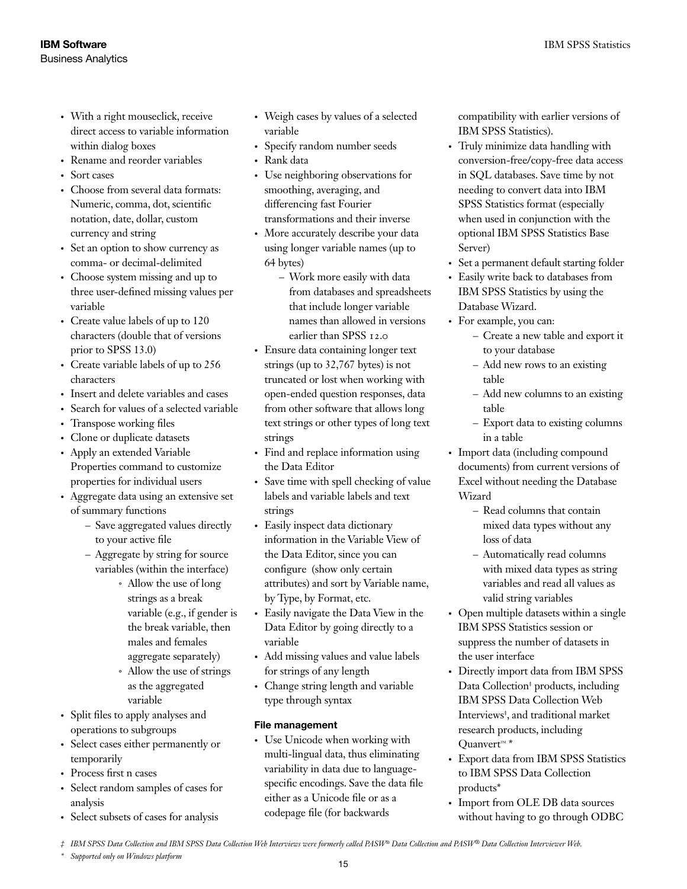- With a right mouseclick, receive direct access to variable information within dialog boxes
- Rename and reorder variables
- Sort cases
- Choose from several data formats: Numeric, comma, dot, scientific notation, date, dollar, custom currency and string
- Set an option to show currency as comma- or decimal-delimited
- Choose system missing and up to three user-defined missing values per variable
- Create value labels of up to 120 characters (double that of versions prior to SPSS 13.0)
- Create variable labels of up to 256 characters
- Insert and delete variables and cases
- Search for values of a selected variable
- Transpose working files
- Clone or duplicate datasets
- Apply an extended Variable Properties command to customize properties for individual users
- Aggregate data using an extensive set of summary functions
  - Save aggregated values directly to your active file
  - Aggregate by string for source variables (within the interface)
    - Allow the use of long strings as a break variable (e.g., if gender is the break variable, then males and females aggregate separately)
    - Allow the use of strings as the aggregated variable
- Split files to apply analyses and operations to subgroups
- Select cases either permanently or temporarily
- Process first n cases
- Select random samples of cases for analysis
- Select subsets of cases for analysis
- Weigh cases by values of a selected variable
- Specify random number seeds
- Rank data
- Use neighboring observations for smoothing, averaging, and differencing fast Fourier transformations and their inverse
- More accurately describe your data using longer variable names (up to 64 bytes)
  - Work more easily with data from databases and spreadsheets that include longer variable names than allowed in versions earlier than SPSS 12.0
- Ensure data containing longer text strings (up to 32,767 bytes) is not truncated or lost when working with open-ended question responses, data from other software that allows long text strings or other types of long text strings
- Find and replace information using the Data Editor
- Save time with spell checking of value labels and variable labels and text strings
- Easily inspect data dictionary information in the Variable View of the Data Editor, since you can configure (show only certain attributes) and sort by Variable name, by Type, by Format, etc.
- Easily navigate the Data View in the Data Editor by going directly to a variable
- Add missing values and value labels for strings of any length
- Change string length and variable type through syntax

#### File management

- Use Unicode when working with multi-lingual data, thus eliminating variability in data due to language-specific encodings. Save the data file either as a Unicode file or as a codepage file (for backwards compatibility with earlier versions of IBM SPSS Statistics).
- Truly minimize data handling with conversion-free/copy-free data access in SQL databases. Save time by not needing to convert data into IBM SPSS Statistics format (especially when used in conjunction with the optional IBM SPSS Statistics Base Server)
- Set a permanent default starting folder
- Easily write back to databases from IBM SPSS Statistics by using the Database Wizard.
- For example, you can:
  - Create a new table and export it to your database
  - Add new rows to an existing table
  - Add new columns to an existing table
  - Export data to existing columns in a table
- Import data (including compound documents) from current versions of Excel without needing the Database Wizard
  - Read columns that contain mixed data types without any loss of data
  - Automatically read columns with mixed data types as string variables and read all values as valid string variables
- Open multiple datasets within a single IBM SPSS Statistics session or suppress the number of datasets in the user interface
- Directly import data from IBM SPSS Data Collection‡ products, including IBM SPSS Data Collection Web Interviews‡, and traditional market research products, including Quanvert™ *
- Export data from IBM SPSS Statistics to IBM SPSS Data Collection products*
- Import from OLE DB data sources without having to go through ODBC

‡ *IBM SPSS Data Collection and IBM SPSS Data Collection Web Interviews were formerly called PASW® Data Collection and PASW® Data Collection Interviewer Web.*

\* *Supported only on Windows platform*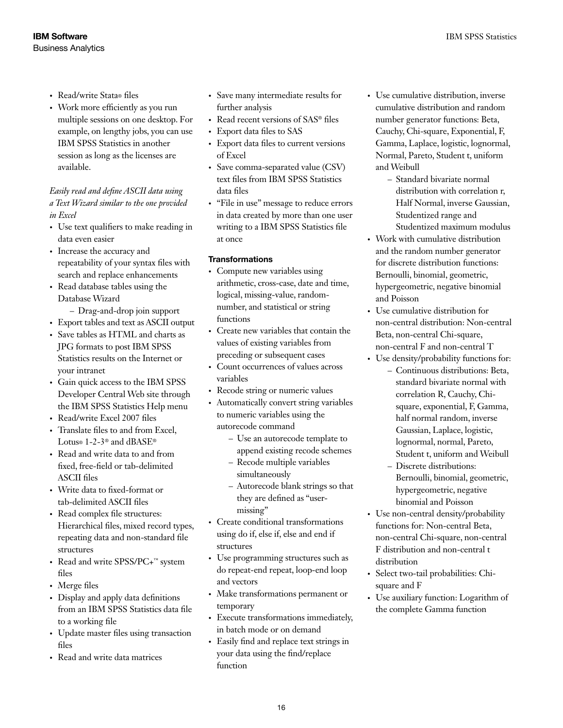- Read/write Stata® files
- Work more efficiently as you run multiple sessions on one desktop. For example, on lengthy jobs, you can use IBM SPSS Statistics in another session as long as the licenses are available.

*Easily read and define ASCII data using a Text Wizard similar to the one provided in Excel*

- Use text qualifiers to make reading in data even easier
- Increase the accuracy and repeatability of your syntax files with search and replace enhancements
- Read database tables using the Database Wizard
  - Drag-and-drop join support
- Export tables and text as ASCII output
- Save tables as HTML and charts as JPG formats to post IBM SPSS Statistics results on the Internet or your intranet
- Gain quick access to the IBM SPSS Developer Central Web site through the IBM SPSS Statistics Help menu
- Read/write Excel 2007 files
- Translate files to and from Excel, Lotus® 1-2-3® and dBASE®
- Read and write data to and from fixed, free-field or tab-delimited ASCII files
- Write data to fixed-format or tab-delimited ASCII files
- Read complex file structures: Hierarchical files, mixed record types, repeating data and non-standard file structures
- Read and write SPSS/PC+™ system files
- Merge files
- Display and apply data definitions from an IBM SPSS Statistics data file to a working file
- Update master files using transaction files
- Read and write data matrices
- Save many intermediate results for further analysis
- Read recent versions of SAS® files
- Export data files to SAS
- Export data files to current versions of Excel
- Save comma-separated value (CSV) text files from IBM SPSS Statistics data files
- "File in use" message to reduce errors in data created by more than one user writing to a IBM SPSS Statistics file at once

**Transformations**

- Compute new variables using arithmetic, cross-case, date and time, logical, missing-value, random-number, and statistical or string functions
- Create new variables that contain the values of existing variables from preceding or subsequent cases
- Count occurrences of values across variables
- Recode string or numeric values
- Automatically convert string variables to numeric variables using the autorecode command
  - Use an autorecode template to append existing recode schemes
  - Recode multiple variables simultaneously
  - Autorecode blank strings so that they are defined as "user-missing"
- Create conditional transformations using do if, else if, else and end if structures
- Use programming structures such as do repeat-end repeat, loop-end loop and vectors
- Make transformations permanent or temporary
- Execute transformations immediately, in batch mode or on demand
- Easily find and replace text strings in your data using the find/replace function
- Use cumulative distribution, inverse cumulative distribution and random number generator functions: Beta, Cauchy, Chi-square, Exponential, F, Gamma, Laplace, logistic, lognormal, Normal, Pareto, Student t, uniform and Weibull
  - Standard bivariate normal distribution with correlation r, Half Normal, inverse Gaussian, Studentized range and Studentized maximum modulus
- Work with cumulative distribution and the random number generator for discrete distribution functions: Bernoulli, binomial, geometric, hypergeometric, negative binomial and Poisson
- Use cumulative distribution for non-central distribution: Non-central Beta, non-central Chi-square, non-central F and non-central T
- Use density/probability functions for:
  - Continuous distributions: Beta, standard bivariate normal with correlation R, Cauchy, Chi-square, exponential, F, Gamma, half normal random, inverse Gaussian, Laplace, logistic, lognormal, normal, Pareto, Student t, uniform and Weibull
  - Discrete distributions: Bernoulli, binomial, geometric, hypergeometric, negative binomial and Poisson
- Use non-central density/probability functions for: Non-central Beta, non-central Chi-square, non-central F distribution and non-central t distribution
- Select two-tail probabilities: Chi-square and F
- Use auxiliary function: Logarithm of the complete Gamma function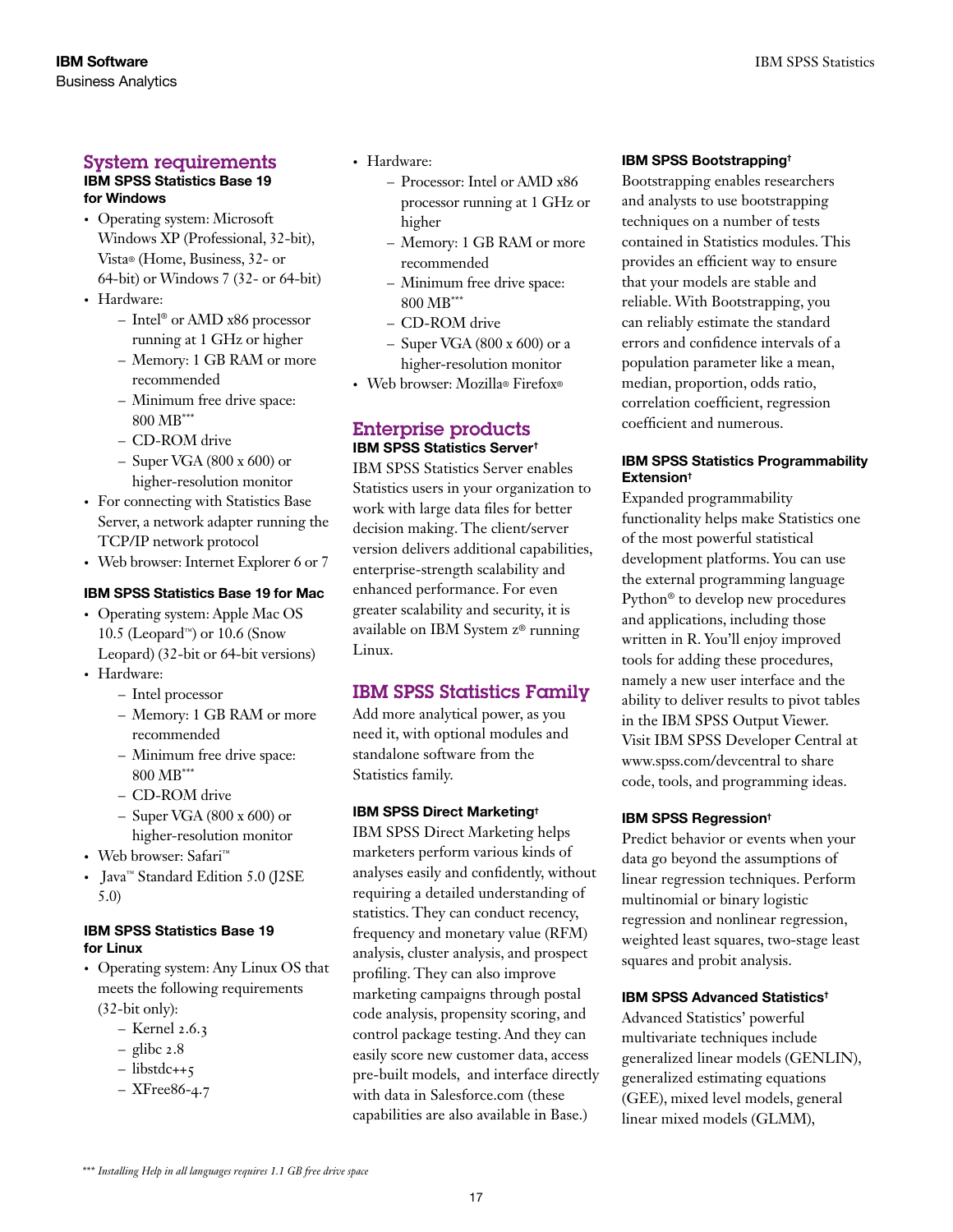## System requirements

### IBM SPSS Statistics Base 19 for Windows

- Operating system: Microsoft Windows XP (Professional, 32-bit), Vista® (Home, Business, 32- or 64-bit) or Windows 7 (32- or 64-bit)
- Hardware:
  - Intel® or AMD x86 processor running at 1 GHz or higher
  - Memory: 1 GB RAM or more recommended
  - Minimum free drive space: 800 MB***
  - CD-ROM drive
  - Super VGA (800 x 600) or higher-resolution monitor
- For connecting with Statistics Base Server, a network adapter running the TCP/IP network protocol
- Web browser: Internet Explorer 6 or 7

### IBM SPSS Statistics Base 19 for Mac

- Operating system: Apple Mac OS 10.5 (Leopard™) or 10.6 (Snow Leopard) (32-bit or 64-bit versions)
- Hardware:
  - Intel processor
  - Memory: 1 GB RAM or more recommended
  - Minimum free drive space: 800 MB***
  - CD-ROM drive
  - Super VGA (800 x 600) or higher-resolution monitor
- Web browser: Safari™
- Java™ Standard Edition 5.0 (J2SE 5.0)

### IBM SPSS Statistics Base 19 for Linux

- Operating system: Any Linux OS that meets the following requirements (32-bit only):
  - Kernel 2.6.3
  - glibc 2.8
  - libstdc++5
  - XFree86-4.7
- Hardware:
  - Processor: Intel or AMD x86 processor running at 1 GHz or higher
  - Memory: 1 GB RAM or more recommended
  - Minimum free drive space: 800 MB***
  - CD-ROM drive
  - Super VGA (800 x 600) or a higher-resolution monitor
- Web browser: Mozilla® Firefox®

## Enterprise products

### IBM SPSS Statistics Server†

IBM SPSS Statistics Server enables Statistics users in your organization to work with large data files for better decision making. The client/server version delivers additional capabilities, enterprise-strength scalability and enhanced performance. For even greater scalability and security, it is available on IBM System z® running Linux.

## IBM SPSS Statistics Family

Add more analytical power, as you need it, with optional modules and standalone software from the Statistics family.

### IBM SPSS Direct Marketing†

IBM SPSS Direct Marketing helps marketers perform various kinds of analyses easily and confidently, without requiring a detailed understanding of statistics. They can conduct recency, frequency and monetary value (RFM) analysis, cluster analysis, and prospect profiling. They can also improve marketing campaigns through postal code analysis, propensity scoring, and control package testing. And they can easily score new customer data, access pre-built models, and interface directly with data in Salesforce.com (these capabilities are also available in Base.)

### IBM SPSS Bootstrapping†

Bootstrapping enables researchers and analysts to use bootstrapping techniques on a number of tests contained in Statistics modules. This provides an efficient way to ensure that your models are stable and reliable. With Bootstrapping, you can reliably estimate the standard errors and confidence intervals of a population parameter like a mean, median, proportion, odds ratio, correlation coefficient, regression coefficient and numerous.

### IBM SPSS Statistics Programmability Extension†

Expanded programmability functionality helps make Statistics one of the most powerful statistical development platforms. You can use the external programming language Python® to develop new procedures and applications, including those written in R. You'll enjoy improved tools for adding these procedures, namely a new user interface and the ability to deliver results to pivot tables in the IBM SPSS Output Viewer. Visit IBM SPSS Developer Central at www.spss.com/devcentral to share code, tools, and programming ideas.

### IBM SPSS Regression†

Predict behavior or events when your data go beyond the assumptions of linear regression techniques. Perform multinomial or binary logistic regression and nonlinear regression, weighted least squares, two-stage least squares and probit analysis.

### IBM SPSS Advanced Statistics†

Advanced Statistics' powerful multivariate techniques include generalized linear models (GENLIN), generalized estimating equations (GEE), mixed level models, general linear mixed models (GLMM),

*\*\*\* Installing Help in all languages requires 1.1 GB free drive space*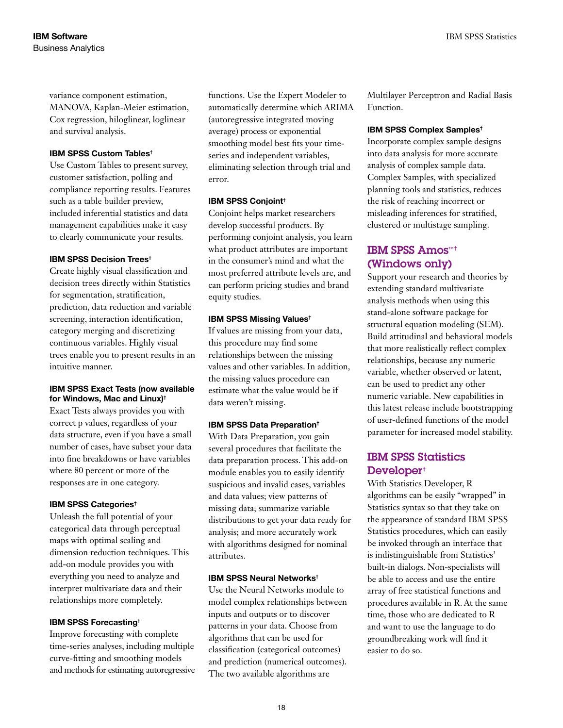variance component estimation, MANOVA, Kaplan-Meier estimation, Cox regression, hiloglinear, loglinear and survival analysis.

**IBM SPSS Custom Tables†**

Use Custom Tables to present survey, customer satisfaction, polling and compliance reporting results. Features such as a table builder preview, included inferential statistics and data management capabilities make it easy to clearly communicate your results.

**IBM SPSS Decision Trees†**

Create highly visual classification and decision trees directly within Statistics for segmentation, stratification, prediction, data reduction and variable screening, interaction identification, category merging and discretizing continuous variables. Highly visual trees enable you to present results in an intuitive manner.

**IBM SPSS Exact Tests (now available for Windows, Mac and Linux)†**

Exact Tests always provides you with correct p values, regardless of your data structure, even if you have a small number of cases, have subset your data into fine breakdowns or have variables where 80 percent or more of the responses are in one category.

**IBM SPSS Categories†**

Unleash the full potential of your categorical data through perceptual maps with optimal scaling and dimension reduction techniques. This add-on module provides you with everything you need to analyze and interpret multivariate data and their relationships more completely.

**IBM SPSS Forecasting†**

Improve forecasting with complete time-series analyses, including multiple curve-fitting and smoothing models and methods for estimating autoregressive functions. Use the Expert Modeler to automatically determine which ARIMA (autoregressive integrated moving average) process or exponential smoothing model best fits your time-series and independent variables, eliminating selection through trial and error.

**IBM SPSS Conjoint†**

Conjoint helps market researchers develop successful products. By performing conjoint analysis, you learn what product attributes are important in the consumer's mind and what the most preferred attribute levels are, and can perform pricing studies and brand equity studies.

**IBM SPSS Missing Values†**

If values are missing from your data, this procedure may find some relationships between the missing values and other variables. In addition, the missing values procedure can estimate what the value would be if data weren't missing.

**IBM SPSS Data Preparation†**

With Data Preparation, you gain several procedures that facilitate the data preparation process. This add-on module enables you to easily identify suspicious and invalid cases, variables and data values; view patterns of missing data; summarize variable distributions to get your data ready for analysis; and more accurately work with algorithms designed for nominal attributes.

**IBM SPSS Neural Networks†**

Use the Neural Networks module to model complex relationships between inputs and outputs or to discover patterns in your data. Choose from algorithms that can be used for classification (categorical outcomes) and prediction (numerical outcomes). The two available algorithms are Multilayer Perceptron and Radial Basis Function.

**IBM SPSS Complex Samples†**

Incorporate complex sample designs into data analysis for more accurate analysis of complex sample data. Complex Samples, with specialized planning tools and statistics, reduces the risk of reaching incorrect or misleading inferences for stratified, clustered or multistage sampling.

## IBM SPSS Amos™† (Windows only)

Support your research and theories by extending standard multivariate analysis methods when using this stand-alone software package for structural equation modeling (SEM). Build attitudinal and behavioral models that more realistically reflect complex relationships, because any numeric variable, whether observed or latent, can be used to predict any other numeric variable. New capabilities in this latest release include bootstrapping of user-defined functions of the model parameter for increased model stability.

## IBM SPSS Statistics Developer†

With Statistics Developer, R algorithms can be easily "wrapped" in Statistics syntax so that they take on the appearance of standard IBM SPSS Statistics procedures, which can easily be invoked through an interface that is indistinguishable from Statistics' built-in dialogs. Non-specialists will be able to access and use the entire array of free statistical functions and procedures available in R. At the same time, those who are dedicated to R and want to use the language to do groundbreaking work will find it easier to do so.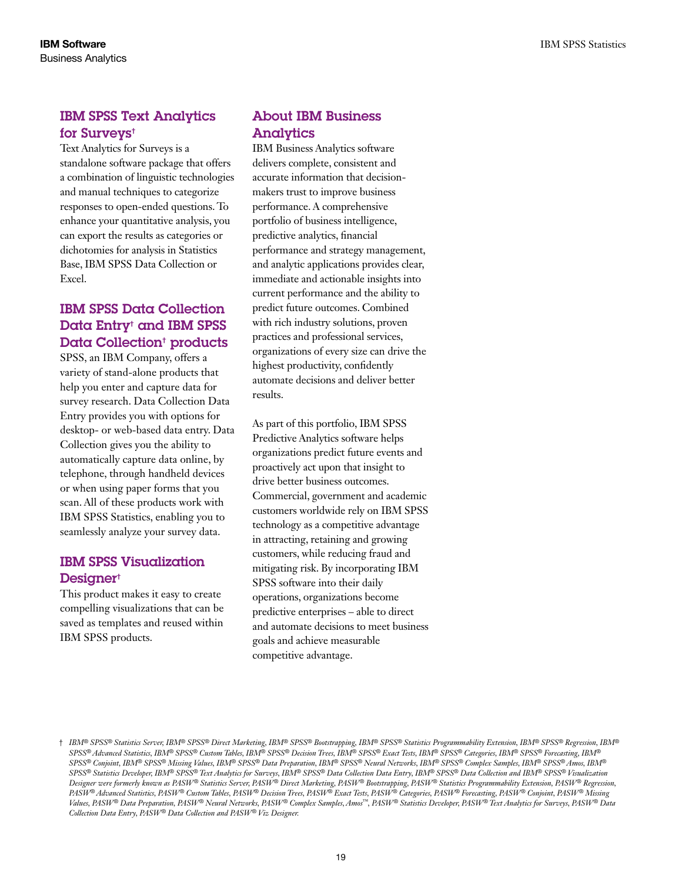## IBM SPSS Text Analytics for Surveys†

Text Analytics for Surveys is a standalone software package that offers a combination of linguistic technologies and manual techniques to categorize responses to open-ended questions. To enhance your quantitative analysis, you can export the results as categories or dichotomies for analysis in Statistics Base, IBM SPSS Data Collection or Excel.

## IBM SPSS Data Collection Data Entry† and IBM SPSS Data Collection† products

SPSS, an IBM Company, offers a variety of stand-alone products that help you enter and capture data for survey research. Data Collection Data Entry provides you with options for desktop- or web-based data entry. Data Collection gives you the ability to automatically capture data online, by telephone, through handheld devices or when using paper forms that you scan. All of these products work with IBM SPSS Statistics, enabling you to seamlessly analyze your survey data.

## IBM SPSS Visualization Designer†

This product makes it easy to create compelling visualizations that can be saved as templates and reused within IBM SPSS products.

## About IBM Business Analytics

IBM Business Analytics software delivers complete, consistent and accurate information that decision-makers trust to improve business performance. A comprehensive portfolio of business intelligence, predictive analytics, financial performance and strategy management, and analytic applications provides clear, immediate and actionable insights into current performance and the ability to predict future outcomes. Combined with rich industry solutions, proven practices and professional services, organizations of every size can drive the highest productivity, confidently automate decisions and deliver better results.

As part of this portfolio, IBM SPSS Predictive Analytics software helps organizations predict future events and proactively act upon that insight to drive better business outcomes. Commercial, government and academic customers worldwide rely on IBM SPSS technology as a competitive advantage in attracting, retaining and growing customers, while reducing fraud and mitigating risk. By incorporating IBM SPSS software into their daily operations, organizations become predictive enterprises – able to direct and automate decisions to meet business goals and achieve measurable competitive advantage.

† *IBM® SPSS® Statistics Server, IBM® SPSS® Direct Marketing, IBM® SPSS® Bootstrapping, IBM® SPSS® Statistics Programmability Extension, IBM® SPSS® Regression, IBM® SPSS® Advanced Statistics, IBM® SPSS® Custom Tables, IBM® SPSS® Decision Trees, IBM® SPSS® Exact Tests, IBM® SPSS® Categories, IBM® SPSS® Forecasting, IBM® SPSS® Conjoint, IBM® SPSS® Missing Values, IBM® SPSS® Data Preparation, IBM® SPSS® Neural Networks, IBM® SPSS® Complex Samples, IBM® SPSS® Amos, IBM® SPSS® Statistics Developer, IBM® SPSS® Text Analytics for Surveys, IBM® SPSS® Data Collection Data Entry, IBM® SPSS® Data Collection and IBM® SPSS® Visualization Designer were formerly known as PASW® Statistics Server, PASW® Direct Marketing, PASW® Bootstrapping, PASW® Statistics Programmability Extension, PASW® Regression, PASW® Advanced Statistics, PASW® Custom Tables, PASW® Decision Trees, PASW® Exact Tests, PASW® Categories, PASW® Forecasting, PASW® Conjoint, PASW® Missing Values, PASW® Data Preparation, PASW® Neural Networks, PASW® Complex Samples, Amos™, PASW® Statistics Developer, PASW® Text Analytics for Surveys, PASW® Data Collection Data Entry, PASW® Data Collection and PASW® Viz Designer.*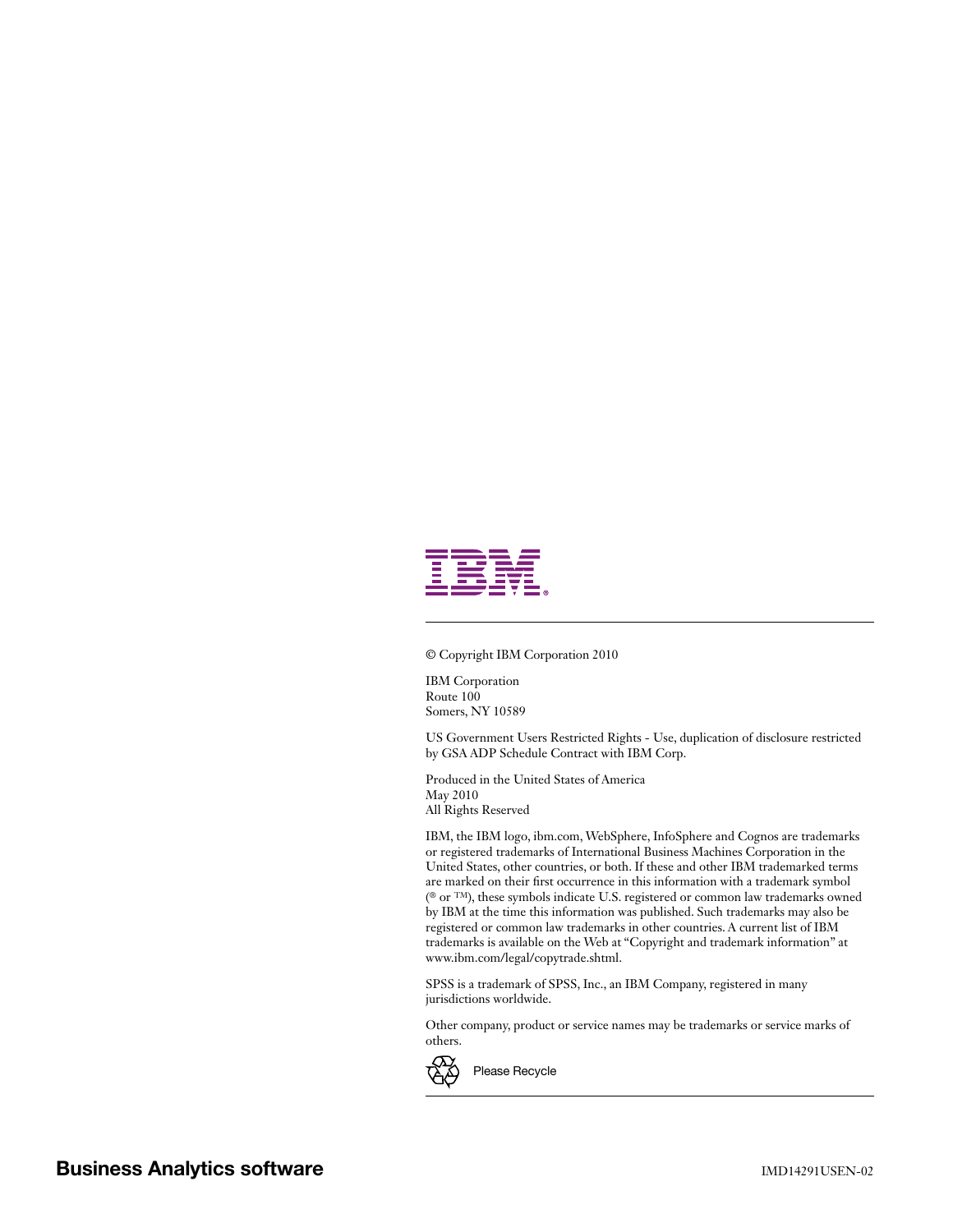© Copyright IBM Corporation 2010

IBM Corporation
Route 100
Somers, NY 10589

US Government Users Restricted Rights - Use, duplication of disclosure restricted by GSA ADP Schedule Contract with IBM Corp.

Produced in the United States of America
May 2010
All Rights Reserved

IBM, the IBM logo, ibm.com, WebSphere, InfoSphere and Cognos are trademarks or registered trademarks of International Business Machines Corporation in the United States, other countries, or both. If these and other IBM trademarked terms are marked on their first occurrence in this information with a trademark symbol (® or ™), these symbols indicate U.S. registered or common law trademarks owned by IBM at the time this information was published. Such trademarks may also be registered or common law trademarks in other countries. A current list of IBM trademarks is available on the Web at "Copyright and trademark information" at www.ibm.com/legal/copytrade.shtml.

SPSS is a trademark of SPSS, Inc., an IBM Company, registered in many jurisdictions worldwide.

Other company, product or service names may be trademarks or service marks of others.

Please Recycle

**Business Analytics software**

IMD14291USEN-02